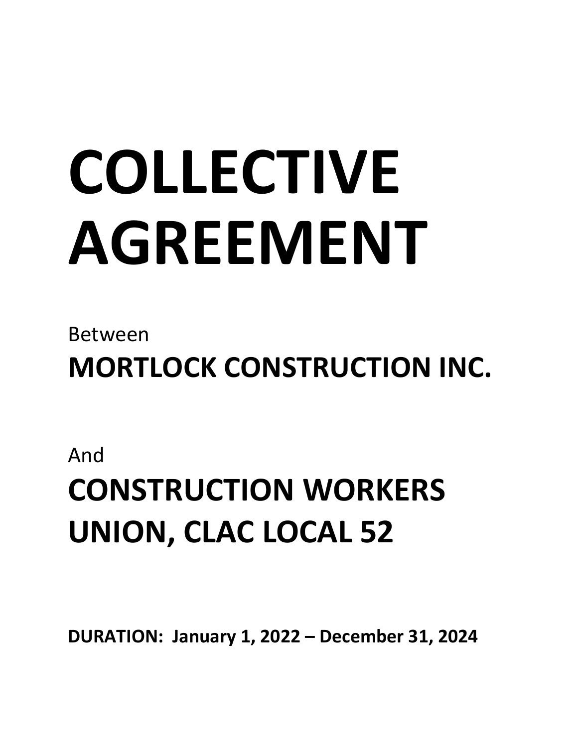# COLLECTIVE AGREEMENT

Between

## MORTLOCK CONSTRUCTION INC.

And

## CONSTRUCTION WORKERS UNION, CLAC LOCAL 52

**DURATION: January 1, 2022 – December 31, 2024**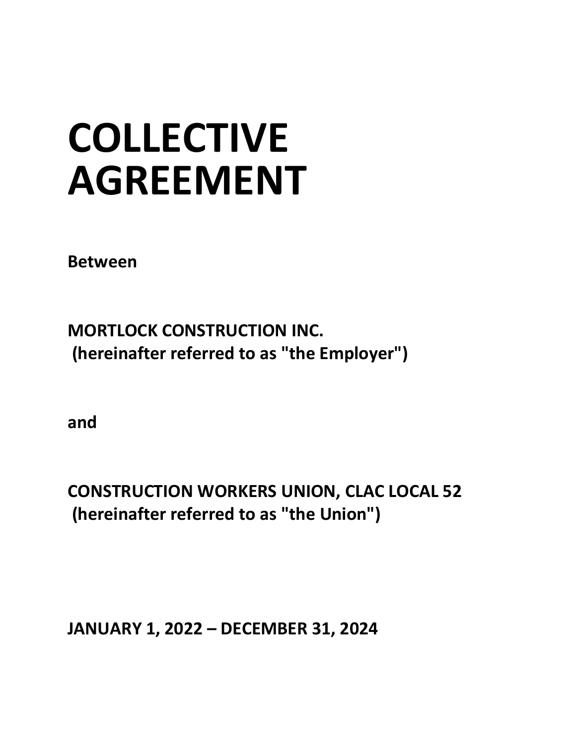# COLLECTIVE AGREEMENT

**Between**

**MORTLOCK CONSTRUCTION INC.**
**(hereinafter referred to as "the Employer")**

**and**

**CONSTRUCTION WORKERS UNION, CLAC LOCAL 52**
**(hereinafter referred to as "the Union")**

**JANUARY 1, 2022 – DECEMBER 31, 2024**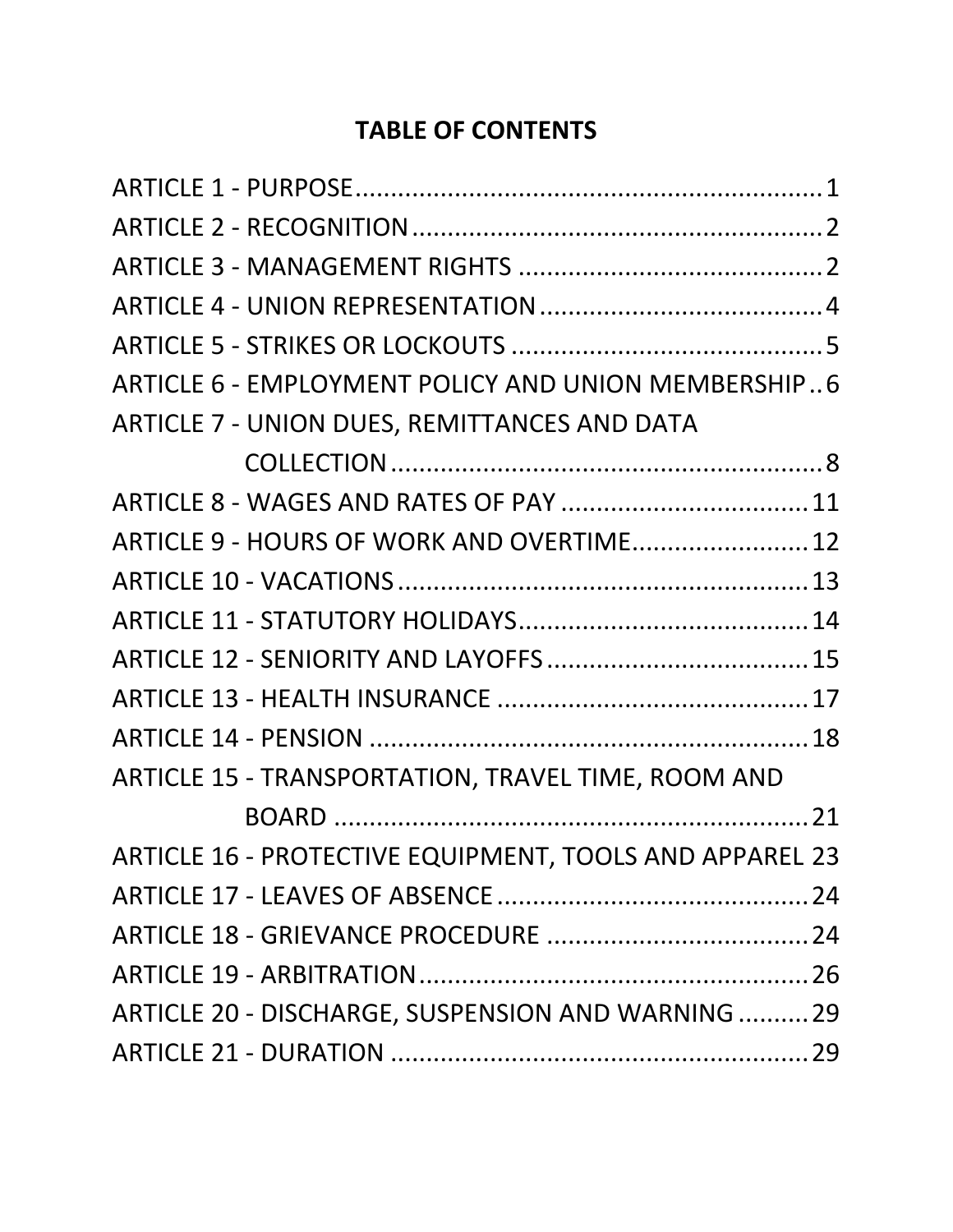# TABLE OF CONTENTS

ARTICLE 1 - PURPOSE .................................................................. 1
ARTICLE 2 - RECOGNITION ........................................................... 2
ARTICLE 3 - MANAGEMENT RIGHTS ............................................ 2
ARTICLE 4 - UNION REPRESENTATION ......................................... 4
ARTICLE 5 - STRIKES OR LOCKOUTS ............................................ 5
ARTICLE 6 - EMPLOYMENT POLICY AND UNION MEMBERSHIP .. 6
ARTICLE 7 - UNION DUES, REMITTANCES AND DATA COLLECTION ............................................................. 8
ARTICLE 8 - WAGES AND RATES OF PAY .................................... 11
ARTICLE 9 - HOURS OF WORK AND OVERTIME ......................... 12
ARTICLE 10 - VACATIONS ........................................................... 13
ARTICLE 11 - STATUTORY HOLIDAYS .......................................... 14
ARTICLE 12 - SENIORITY AND LAYOFFS ...................................... 15
ARTICLE 13 - HEALTH INSURANCE ............................................. 17
ARTICLE 14 - PENSION ............................................................... 18
ARTICLE 15 - TRANSPORTATION, TRAVEL TIME, ROOM AND BOARD .................................................................... 21
ARTICLE 16 - PROTECTIVE EQUIPMENT, TOOLS AND APPAREL 23
ARTICLE 17 - LEAVES OF ABSENCE ............................................. 24
ARTICLE 18 - GRIEVANCE PROCEDURE ...................................... 24
ARTICLE 19 - ARBITRATION ........................................................ 26
ARTICLE 20 - DISCHARGE, SUSPENSION AND WARNING .......... 29
ARTICLE 21 - DURATION ............................................................ 29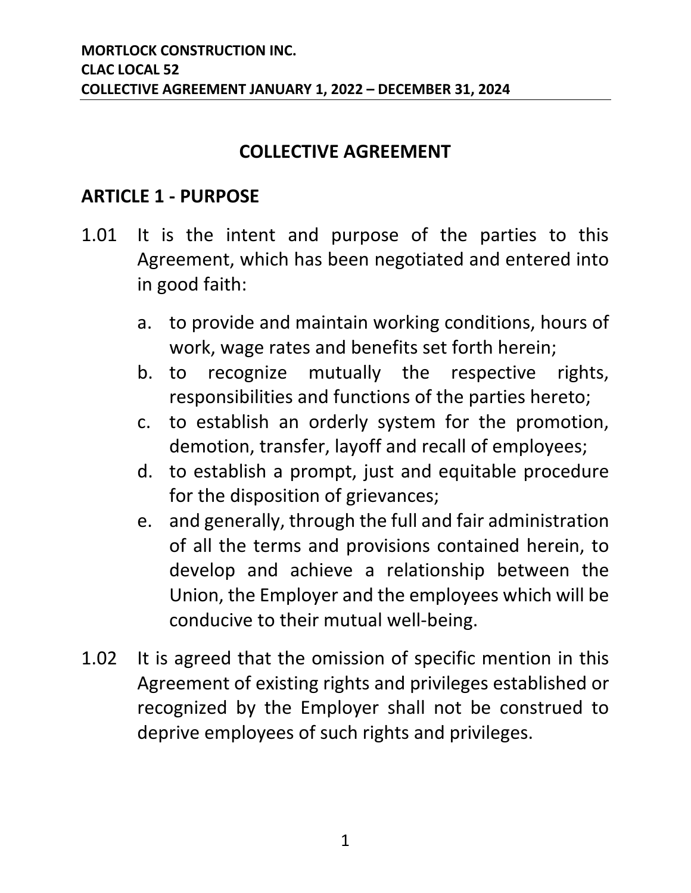# COLLECTIVE AGREEMENT

## ARTICLE 1 - PURPOSE

1.01 It is the intent and purpose of the parties to this Agreement, which has been negotiated and entered into in good faith:

a. to provide and maintain working conditions, hours of work, wage rates and benefits set forth herein;
b. to recognize mutually the respective rights, responsibilities and functions of the parties hereto;
c. to establish an orderly system for the promotion, demotion, transfer, layoff and recall of employees;
d. to establish a prompt, just and equitable procedure for the disposition of grievances;
e. and generally, through the full and fair administration of all the terms and provisions contained herein, to develop and achieve a relationship between the Union, the Employer and the employees which will be conducive to their mutual well-being.

1.02 It is agreed that the omission of specific mention in this Agreement of existing rights and privileges established or recognized by the Employer shall not be construed to deprive employees of such rights and privileges.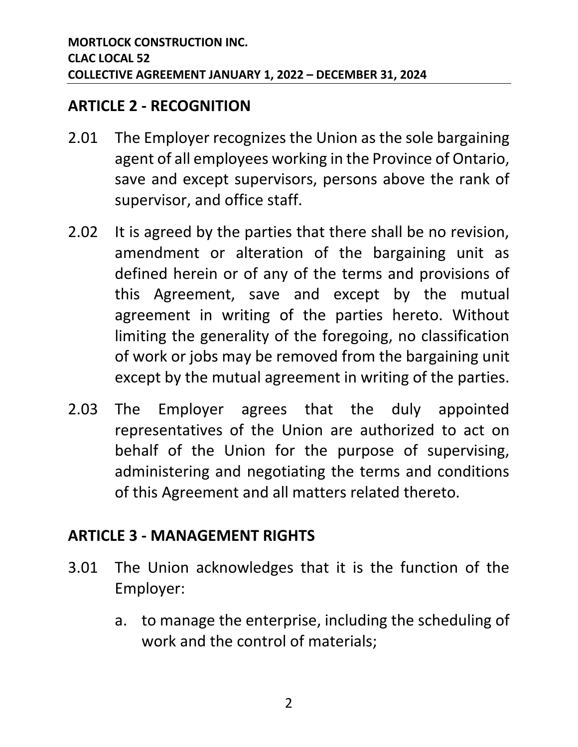## ARTICLE 2 - RECOGNITION

2.01 The Employer recognizes the Union as the sole bargaining agent of all employees working in the Province of Ontario, save and except supervisors, persons above the rank of supervisor, and office staff.

2.02 It is agreed by the parties that there shall be no revision, amendment or alteration of the bargaining unit as defined herein or of any of the terms and provisions of this Agreement, save and except by the mutual agreement in writing of the parties hereto. Without limiting the generality of the foregoing, no classification of work or jobs may be removed from the bargaining unit except by the mutual agreement in writing of the parties.

2.03 The Employer agrees that the duly appointed representatives of the Union are authorized to act on behalf of the Union for the purpose of supervising, administering and negotiating the terms and conditions of this Agreement and all matters related thereto.

## ARTICLE 3 - MANAGEMENT RIGHTS

3.01 The Union acknowledges that it is the function of the Employer:

a. to manage the enterprise, including the scheduling of work and the control of materials;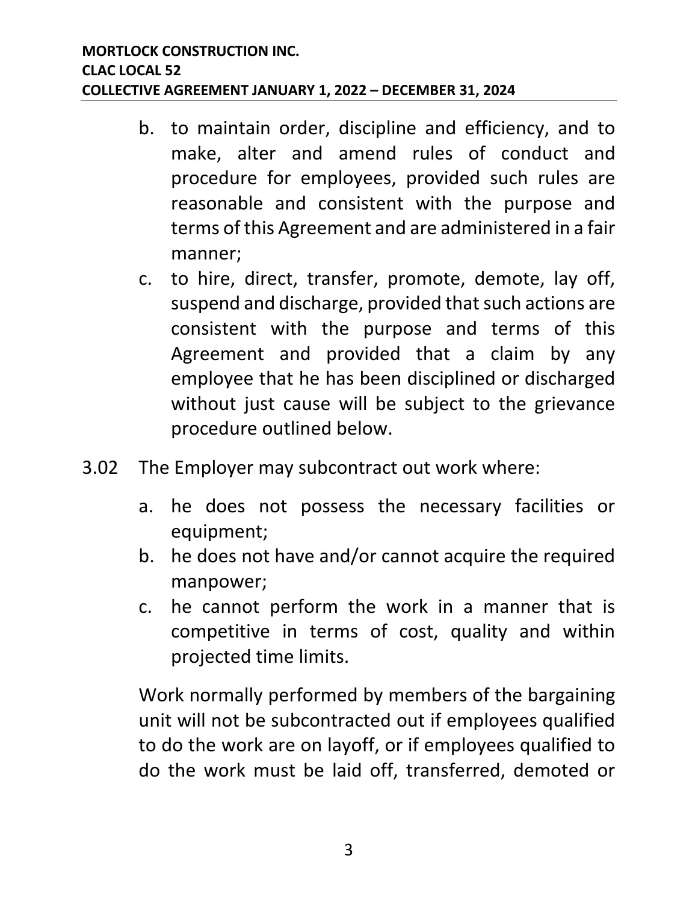b. to maintain order, discipline and efficiency, and to make, alter and amend rules of conduct and procedure for employees, provided such rules are reasonable and consistent with the purpose and terms of this Agreement and are administered in a fair manner;
c. to hire, direct, transfer, promote, demote, lay off, suspend and discharge, provided that such actions are consistent with the purpose and terms of this Agreement and provided that a claim by any employee that he has been disciplined or discharged without just cause will be subject to the grievance procedure outlined below.

3.02 The Employer may subcontract out work where:

a. he does not possess the necessary facilities or equipment;
b. he does not have and/or cannot acquire the required manpower;
c. he cannot perform the work in a manner that is competitive in terms of cost, quality and within projected time limits.

Work normally performed by members of the bargaining unit will not be subcontracted out if employees qualified to do the work are on layoff, or if employees qualified to do the work must be laid off, transferred, demoted or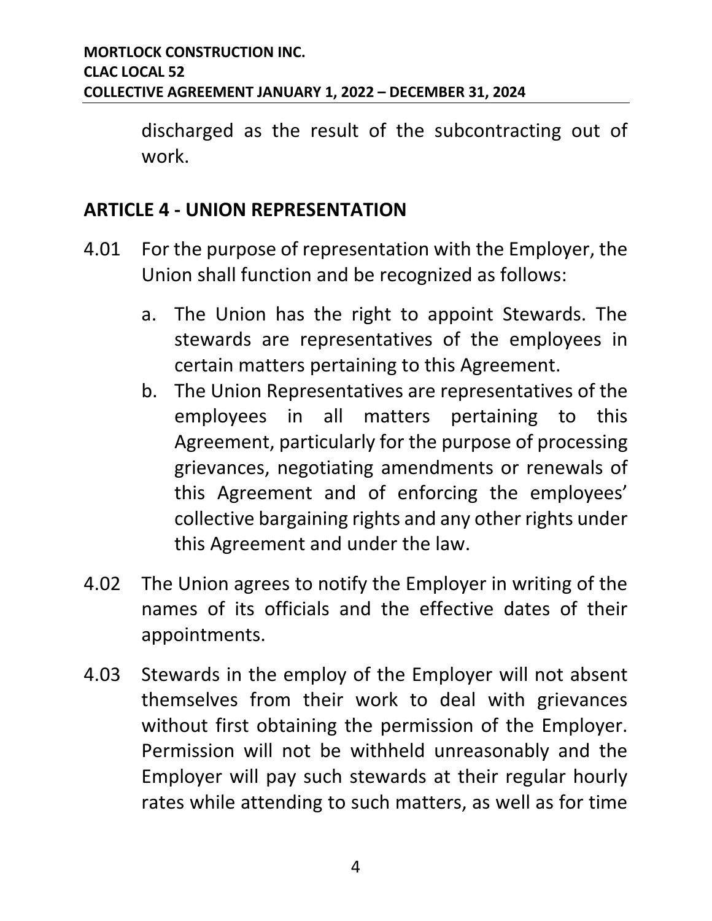discharged as the result of the subcontracting out of work.

## ARTICLE 4 - UNION REPRESENTATION

4.01 For the purpose of representation with the Employer, the Union shall function and be recognized as follows:

a. The Union has the right to appoint Stewards. The stewards are representatives of the employees in certain matters pertaining to this Agreement.

b. The Union Representatives are representatives of the employees in all matters pertaining to this Agreement, particularly for the purpose of processing grievances, negotiating amendments or renewals of this Agreement and of enforcing the employees' collective bargaining rights and any other rights under this Agreement and under the law.

4.02 The Union agrees to notify the Employer in writing of the names of its officials and the effective dates of their appointments.

4.03 Stewards in the employ of the Employer will not absent themselves from their work to deal with grievances without first obtaining the permission of the Employer. Permission will not be withheld unreasonably and the Employer will pay such stewards at their regular hourly rates while attending to such matters, as well as for time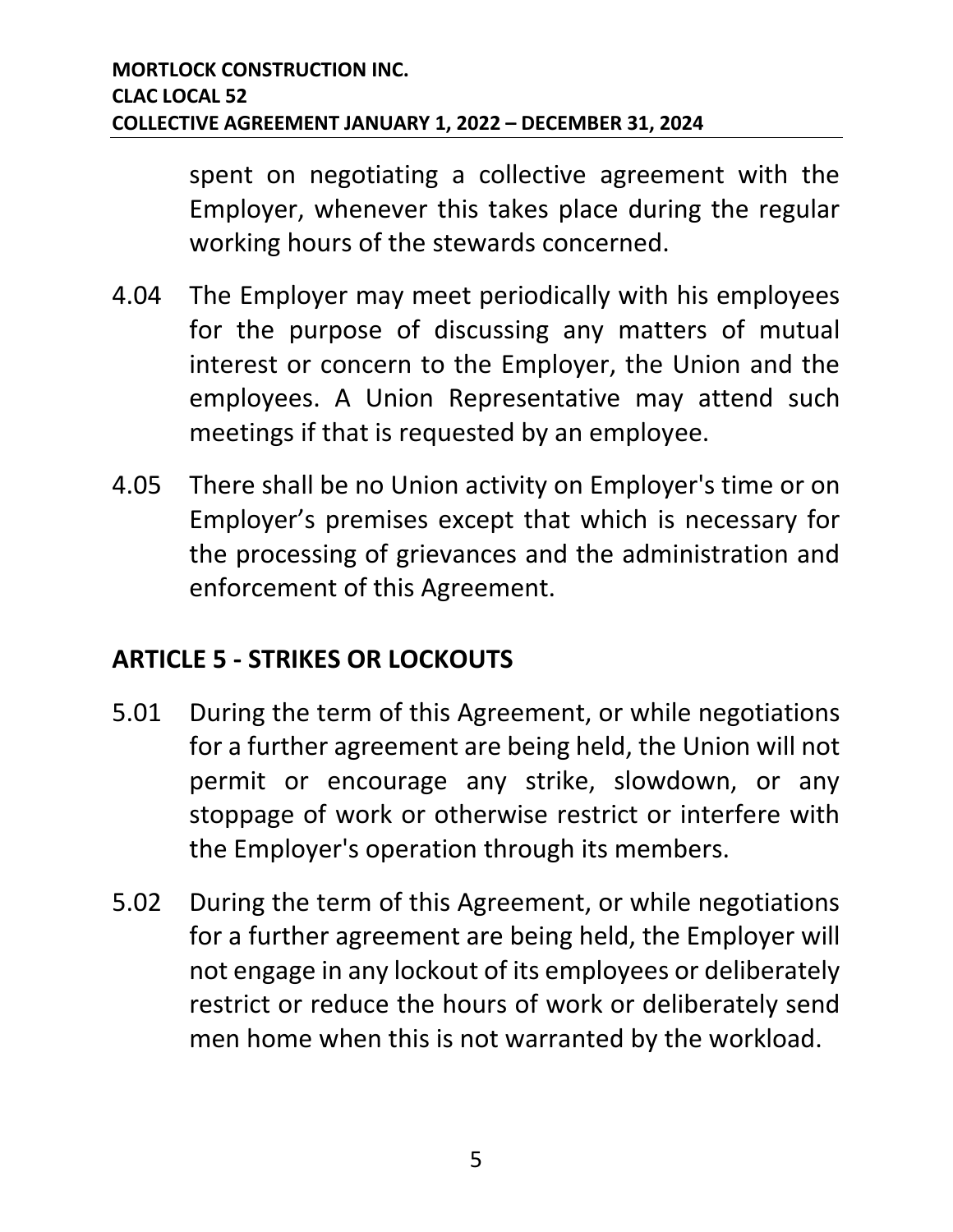spent on negotiating a collective agreement with the Employer, whenever this takes place during the regular working hours of the stewards concerned.

4.04 The Employer may meet periodically with his employees for the purpose of discussing any matters of mutual interest or concern to the Employer, the Union and the employees. A Union Representative may attend such meetings if that is requested by an employee.

4.05 There shall be no Union activity on Employer's time or on Employer's premises except that which is necessary for the processing of grievances and the administration and enforcement of this Agreement.

## ARTICLE 5 - STRIKES OR LOCKOUTS

5.01 During the term of this Agreement, or while negotiations for a further agreement are being held, the Union will not permit or encourage any strike, slowdown, or any stoppage of work or otherwise restrict or interfere with the Employer's operation through its members.

5.02 During the term of this Agreement, or while negotiations for a further agreement are being held, the Employer will not engage in any lockout of its employees or deliberately restrict or reduce the hours of work or deliberately send men home when this is not warranted by the workload.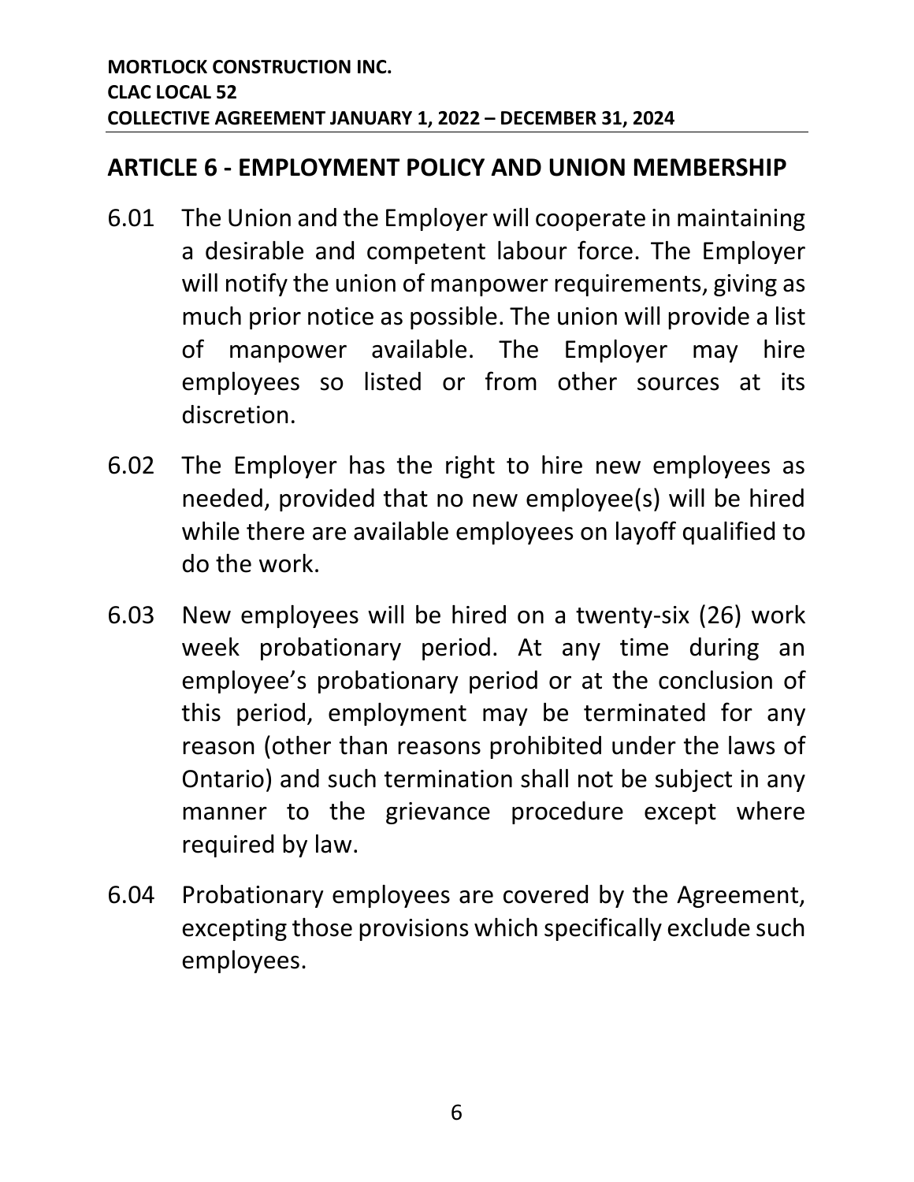## ARTICLE 6 - EMPLOYMENT POLICY AND UNION MEMBERSHIP

6.01 The Union and the Employer will cooperate in maintaining a desirable and competent labour force. The Employer will notify the union of manpower requirements, giving as much prior notice as possible. The union will provide a list of manpower available. The Employer may hire employees so listed or from other sources at its discretion.

6.02 The Employer has the right to hire new employees as needed, provided that no new employee(s) will be hired while there are available employees on layoff qualified to do the work.

6.03 New employees will be hired on a twenty-six (26) work week probationary period. At any time during an employee's probationary period or at the conclusion of this period, employment may be terminated for any reason (other than reasons prohibited under the laws of Ontario) and such termination shall not be subject in any manner to the grievance procedure except where required by law.

6.04 Probationary employees are covered by the Agreement, excepting those provisions which specifically exclude such employees.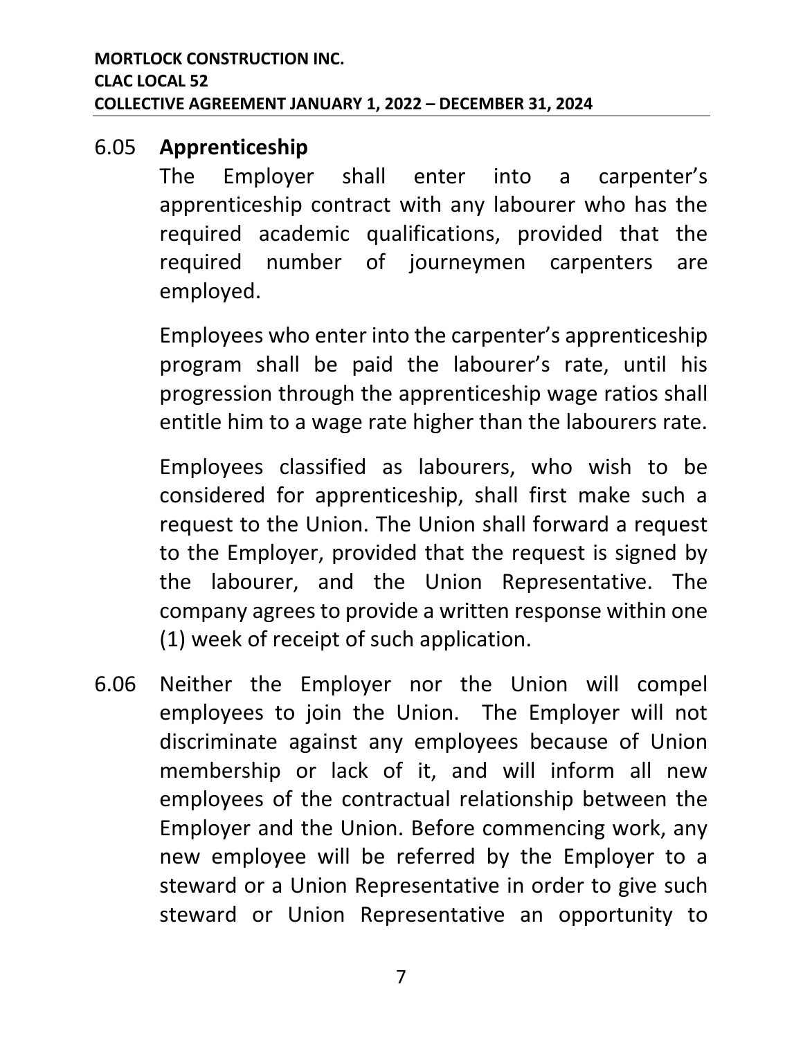6.05 **Apprenticeship**

The Employer shall enter into a carpenter's apprenticeship contract with any labourer who has the required academic qualifications, provided that the required number of journeymen carpenters are employed.

Employees who enter into the carpenter's apprenticeship program shall be paid the labourer's rate, until his progression through the apprenticeship wage ratios shall entitle him to a wage rate higher than the labourers rate.

Employees classified as labourers, who wish to be considered for apprenticeship, shall first make such a request to the Union. The Union shall forward a request to the Employer, provided that the request is signed by the labourer, and the Union Representative. The company agrees to provide a written response within one (1) week of receipt of such application.

6.06 Neither the Employer nor the Union will compel employees to join the Union. The Employer will not discriminate against any employees because of Union membership or lack of it, and will inform all new employees of the contractual relationship between the Employer and the Union. Before commencing work, any new employee will be referred by the Employer to a steward or a Union Representative in order to give such steward or Union Representative an opportunity to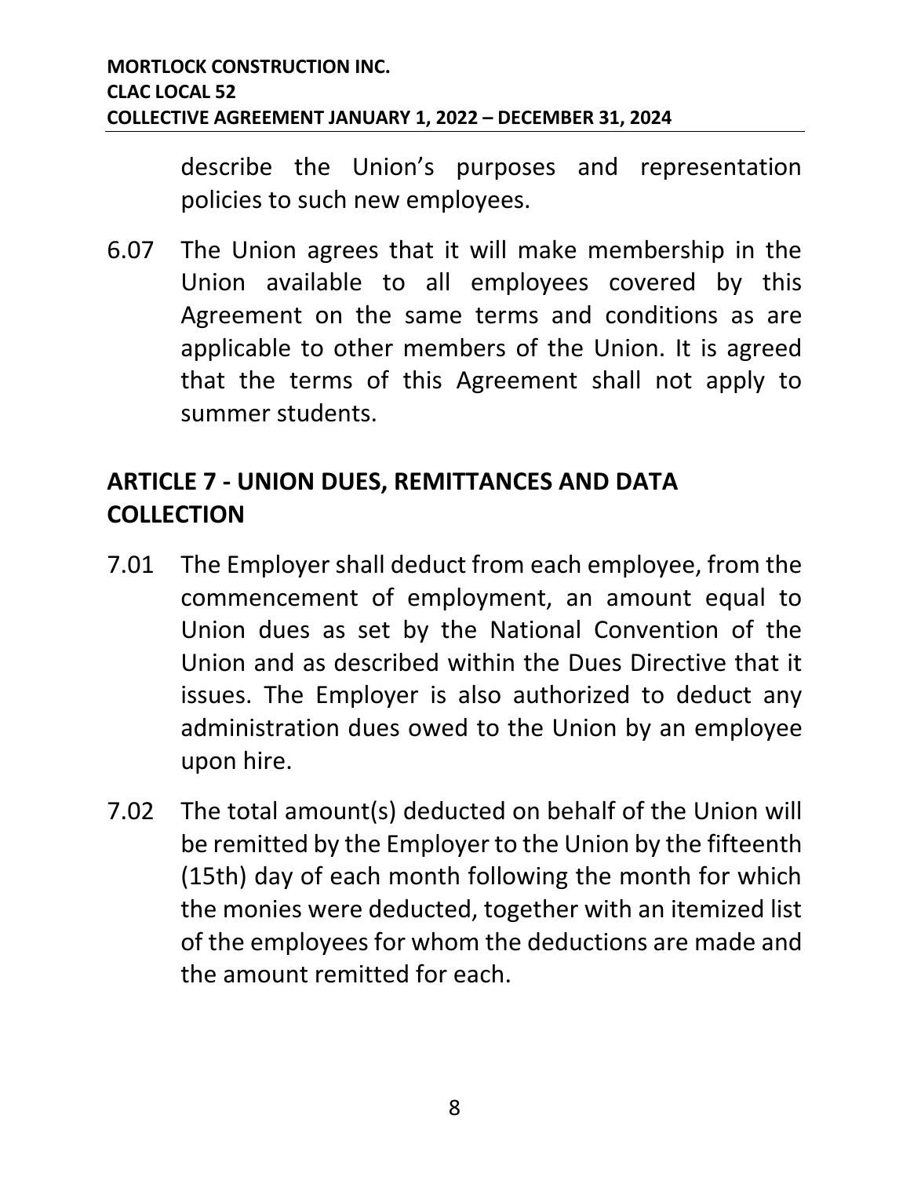describe the Union's purposes and representation policies to such new employees.

6.07 The Union agrees that it will make membership in the Union available to all employees covered by this Agreement on the same terms and conditions as are applicable to other members of the Union. It is agreed that the terms of this Agreement shall not apply to summer students.

## ARTICLE 7 - UNION DUES, REMITTANCES AND DATA COLLECTION

7.01 The Employer shall deduct from each employee, from the commencement of employment, an amount equal to Union dues as set by the National Convention of the Union and as described within the Dues Directive that it issues. The Employer is also authorized to deduct any administration dues owed to the Union by an employee upon hire.

7.02 The total amount(s) deducted on behalf of the Union will be remitted by the Employer to the Union by the fifteenth (15th) day of each month following the month for which the monies were deducted, together with an itemized list of the employees for whom the deductions are made and the amount remitted for each.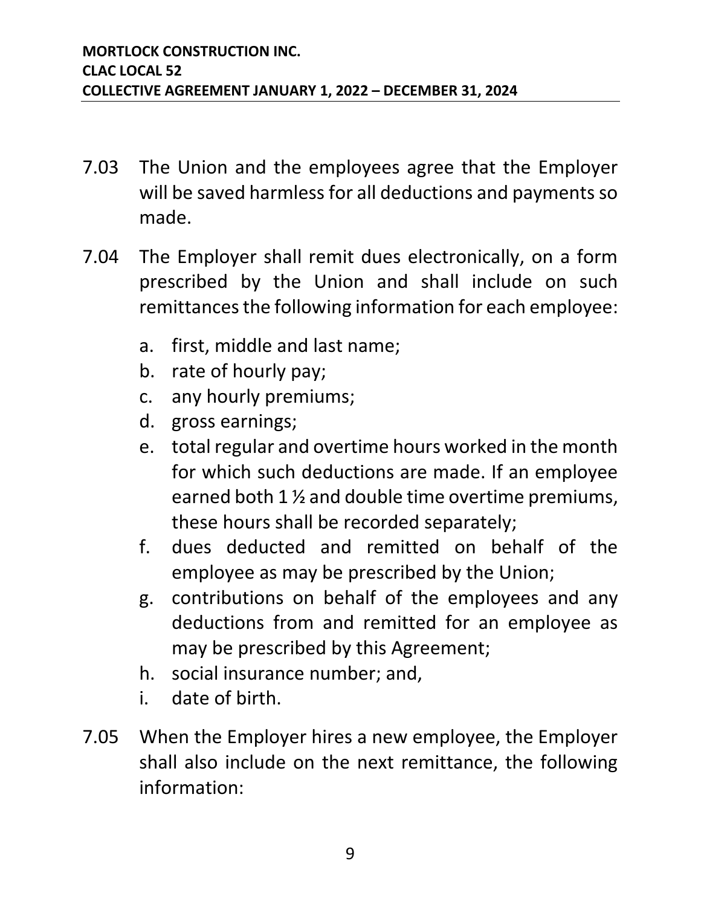7.03 The Union and the employees agree that the Employer will be saved harmless for all deductions and payments so made.

7.04 The Employer shall remit dues electronically, on a form prescribed by the Union and shall include on such remittances the following information for each employee:

a. first, middle and last name;
b. rate of hourly pay;
c. any hourly premiums;
d. gross earnings;
e. total regular and overtime hours worked in the month for which such deductions are made. If an employee earned both 1 ½ and double time overtime premiums, these hours shall be recorded separately;
f. dues deducted and remitted on behalf of the employee as may be prescribed by the Union;
g. contributions on behalf of the employees and any deductions from and remitted for an employee as may be prescribed by this Agreement;
h. social insurance number; and,
i. date of birth.

7.05 When the Employer hires a new employee, the Employer shall also include on the next remittance, the following information: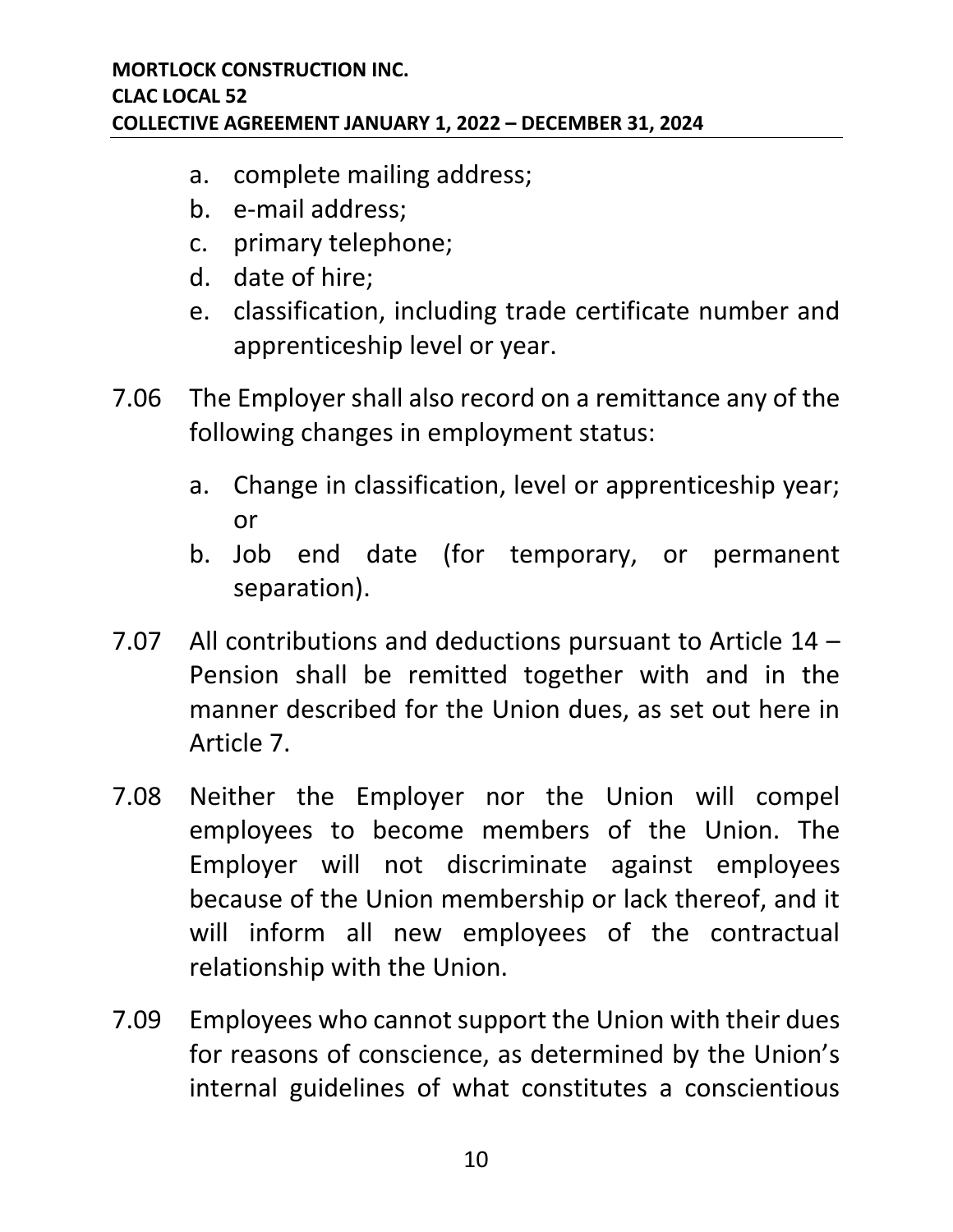a. complete mailing address;
b. e-mail address;
c. primary telephone;
d. date of hire;
e. classification, including trade certificate number and apprenticeship level or year.

7.06 The Employer shall also record on a remittance any of the following changes in employment status:

a. Change in classification, level or apprenticeship year; or
b. Job end date (for temporary, or permanent separation).

7.07 All contributions and deductions pursuant to Article 14 – Pension shall be remitted together with and in the manner described for the Union dues, as set out here in Article 7.

7.08 Neither the Employer nor the Union will compel employees to become members of the Union. The Employer will not discriminate against employees because of the Union membership or lack thereof, and it will inform all new employees of the contractual relationship with the Union.

7.09 Employees who cannot support the Union with their dues for reasons of conscience, as determined by the Union's internal guidelines of what constitutes a conscientious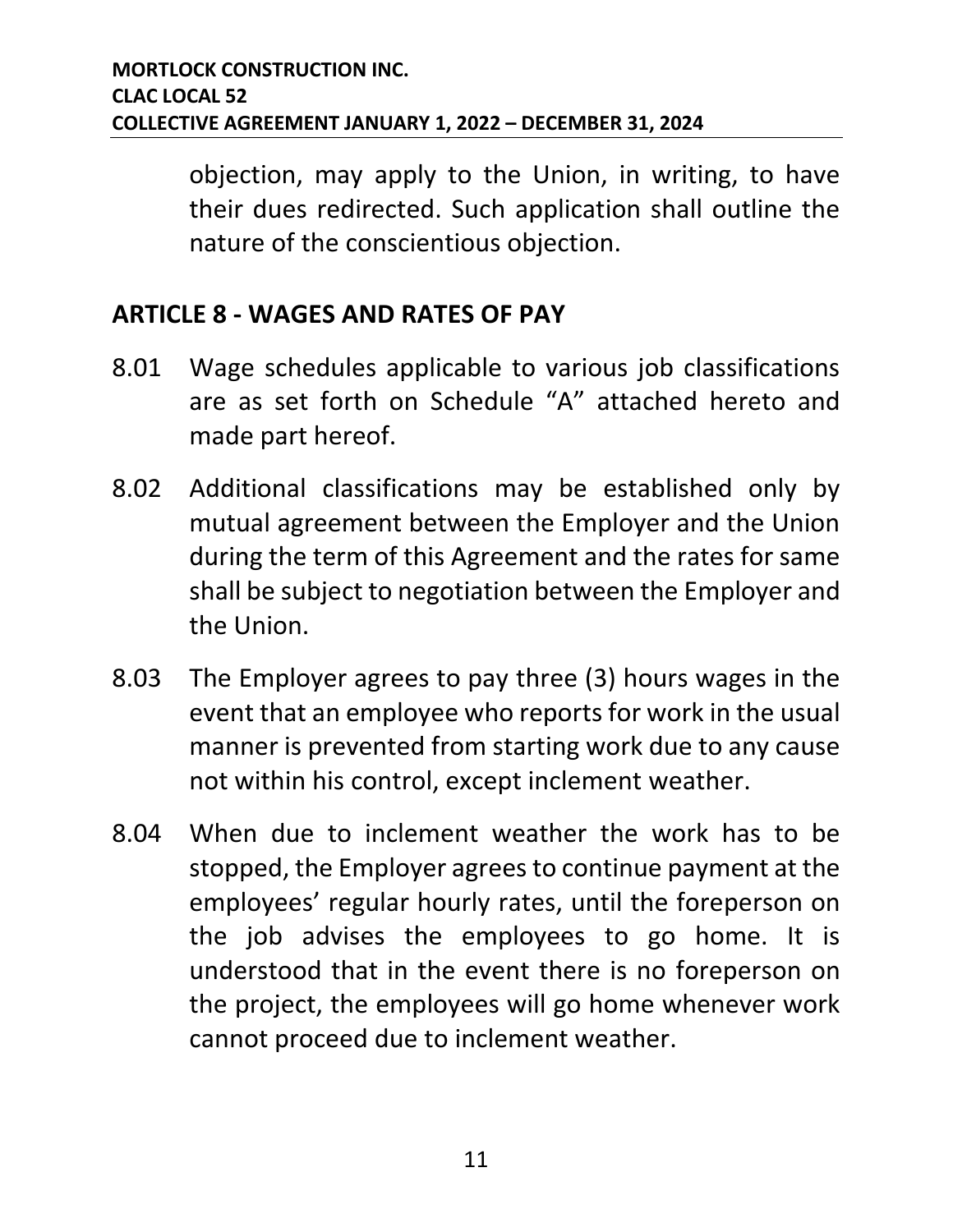objection, may apply to the Union, in writing, to have their dues redirected. Such application shall outline the nature of the conscientious objection.

## ARTICLE 8 - WAGES AND RATES OF PAY

8.01 Wage schedules applicable to various job classifications are as set forth on Schedule "A" attached hereto and made part hereof.

8.02 Additional classifications may be established only by mutual agreement between the Employer and the Union during the term of this Agreement and the rates for same shall be subject to negotiation between the Employer and the Union.

8.03 The Employer agrees to pay three (3) hours wages in the event that an employee who reports for work in the usual manner is prevented from starting work due to any cause not within his control, except inclement weather.

8.04 When due to inclement weather the work has to be stopped, the Employer agrees to continue payment at the employees' regular hourly rates, until the foreperson on the job advises the employees to go home. It is understood that in the event there is no foreperson on the project, the employees will go home whenever work cannot proceed due to inclement weather.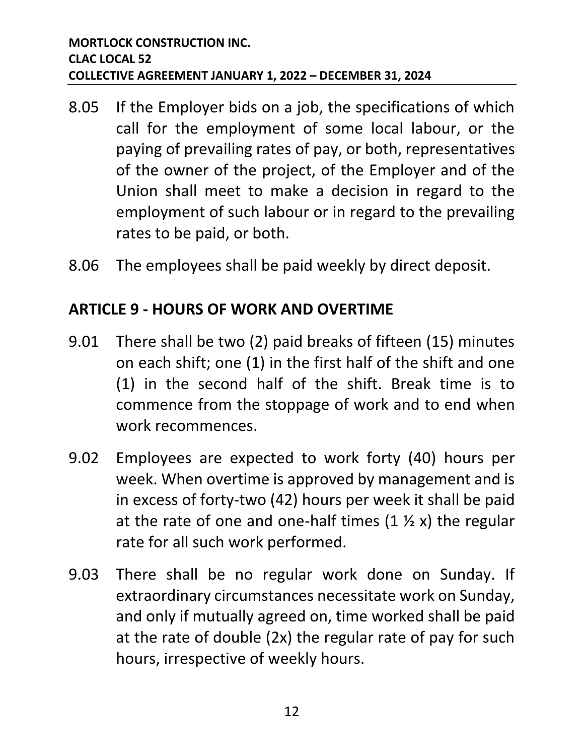8.05 If the Employer bids on a job, the specifications of which call for the employment of some local labour, or the paying of prevailing rates of pay, or both, representatives of the owner of the project, of the Employer and of the Union shall meet to make a decision in regard to the employment of such labour or in regard to the prevailing rates to be paid, or both.

8.06 The employees shall be paid weekly by direct deposit.

## ARTICLE 9 - HOURS OF WORK AND OVERTIME

9.01 There shall be two (2) paid breaks of fifteen (15) minutes on each shift; one (1) in the first half of the shift and one (1) in the second half of the shift. Break time is to commence from the stoppage of work and to end when work recommences.

9.02 Employees are expected to work forty (40) hours per week. When overtime is approved by management and is in excess of forty-two (42) hours per week it shall be paid at the rate of one and one-half times (1 ½ x) the regular rate for all such work performed.

9.03 There shall be no regular work done on Sunday. If extraordinary circumstances necessitate work on Sunday, and only if mutually agreed on, time worked shall be paid at the rate of double (2x) the regular rate of pay for such hours, irrespective of weekly hours.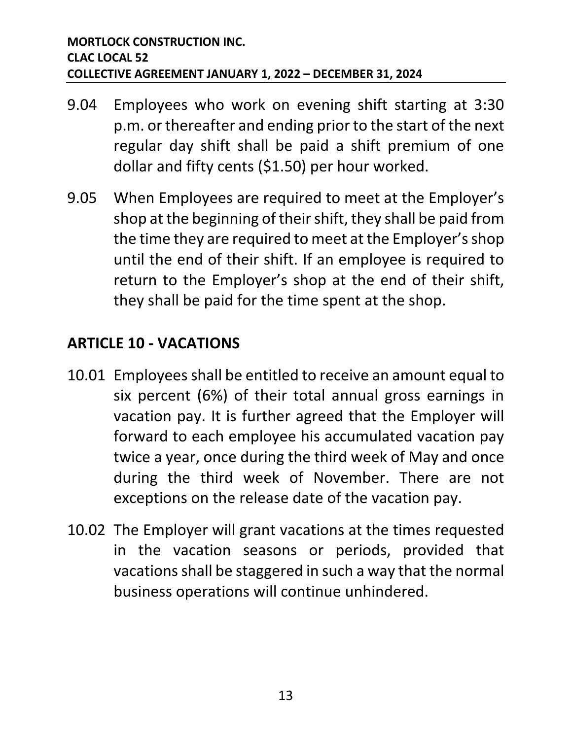9.04 Employees who work on evening shift starting at 3:30 p.m. or thereafter and ending prior to the start of the next regular day shift shall be paid a shift premium of one dollar and fifty cents ($1.50) per hour worked.

9.05 When Employees are required to meet at the Employer's shop at the beginning of their shift, they shall be paid from the time they are required to meet at the Employer's shop until the end of their shift. If an employee is required to return to the Employer's shop at the end of their shift, they shall be paid for the time spent at the shop.

## ARTICLE 10 - VACATIONS

10.01 Employees shall be entitled to receive an amount equal to six percent (6%) of their total annual gross earnings in vacation pay. It is further agreed that the Employer will forward to each employee his accumulated vacation pay twice a year, once during the third week of May and once during the third week of November. There are not exceptions on the release date of the vacation pay.

10.02 The Employer will grant vacations at the times requested in the vacation seasons or periods, provided that vacations shall be staggered in such a way that the normal business operations will continue unhindered.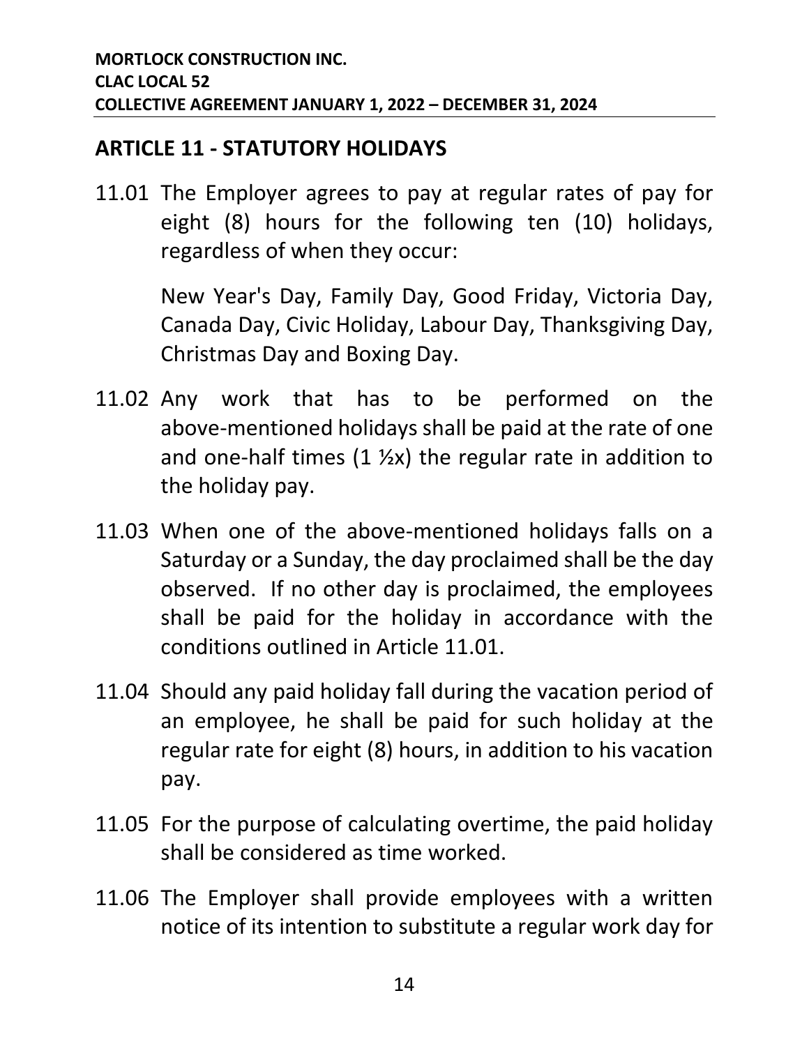## ARTICLE 11 - STATUTORY HOLIDAYS

11.01 The Employer agrees to pay at regular rates of pay for eight (8) hours for the following ten (10) holidays, regardless of when they occur:

New Year's Day, Family Day, Good Friday, Victoria Day, Canada Day, Civic Holiday, Labour Day, Thanksgiving Day, Christmas Day and Boxing Day.

11.02 Any work that has to be performed on the above-mentioned holidays shall be paid at the rate of one and one-half times (1 ½x) the regular rate in addition to the holiday pay.

11.03 When one of the above-mentioned holidays falls on a Saturday or a Sunday, the day proclaimed shall be the day observed. If no other day is proclaimed, the employees shall be paid for the holiday in accordance with the conditions outlined in Article 11.01.

11.04 Should any paid holiday fall during the vacation period of an employee, he shall be paid for such holiday at the regular rate for eight (8) hours, in addition to his vacation pay.

11.05 For the purpose of calculating overtime, the paid holiday shall be considered as time worked.

11.06 The Employer shall provide employees with a written notice of its intention to substitute a regular work day for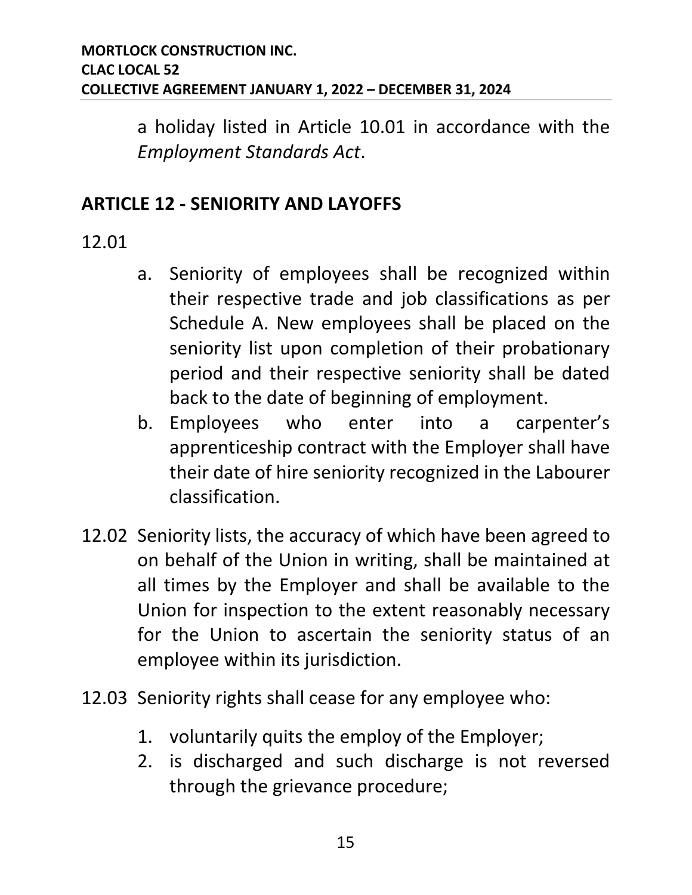a holiday listed in Article 10.01 in accordance with the *Employment Standards Act*.

## ARTICLE 12 - SENIORITY AND LAYOFFS

12.01

a. Seniority of employees shall be recognized within their respective trade and job classifications as per Schedule A. New employees shall be placed on the seniority list upon completion of their probationary period and their respective seniority shall be dated back to the date of beginning of employment.
b. Employees who enter into a carpenter's apprenticeship contract with the Employer shall have their date of hire seniority recognized in the Labourer classification.

12.02 Seniority lists, the accuracy of which have been agreed to on behalf of the Union in writing, shall be maintained at all times by the Employer and shall be available to the Union for inspection to the extent reasonably necessary for the Union to ascertain the seniority status of an employee within its jurisdiction.

12.03 Seniority rights shall cease for any employee who:

1. voluntarily quits the employ of the Employer;
2. is discharged and such discharge is not reversed through the grievance procedure;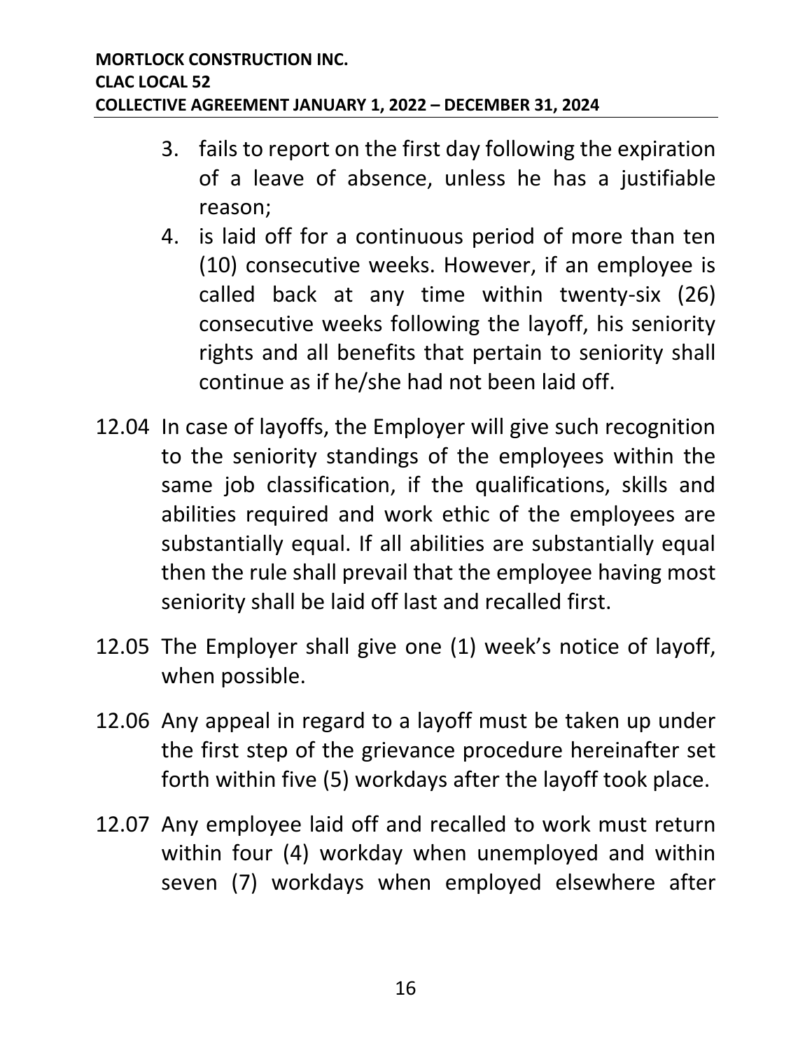3. fails to report on the first day following the expiration of a leave of absence, unless he has a justifiable reason;
4. is laid off for a continuous period of more than ten (10) consecutive weeks. However, if an employee is called back at any time within twenty-six (26) consecutive weeks following the layoff, his seniority rights and all benefits that pertain to seniority shall continue as if he/she had not been laid off.

12.04 In case of layoffs, the Employer will give such recognition to the seniority standings of the employees within the same job classification, if the qualifications, skills and abilities required and work ethic of the employees are substantially equal. If all abilities are substantially equal then the rule shall prevail that the employee having most seniority shall be laid off last and recalled first.

12.05 The Employer shall give one (1) week's notice of layoff, when possible.

12.06 Any appeal in regard to a layoff must be taken up under the first step of the grievance procedure hereinafter set forth within five (5) workdays after the layoff took place.

12.07 Any employee laid off and recalled to work must return within four (4) workday when unemployed and within seven (7) workdays when employed elsewhere after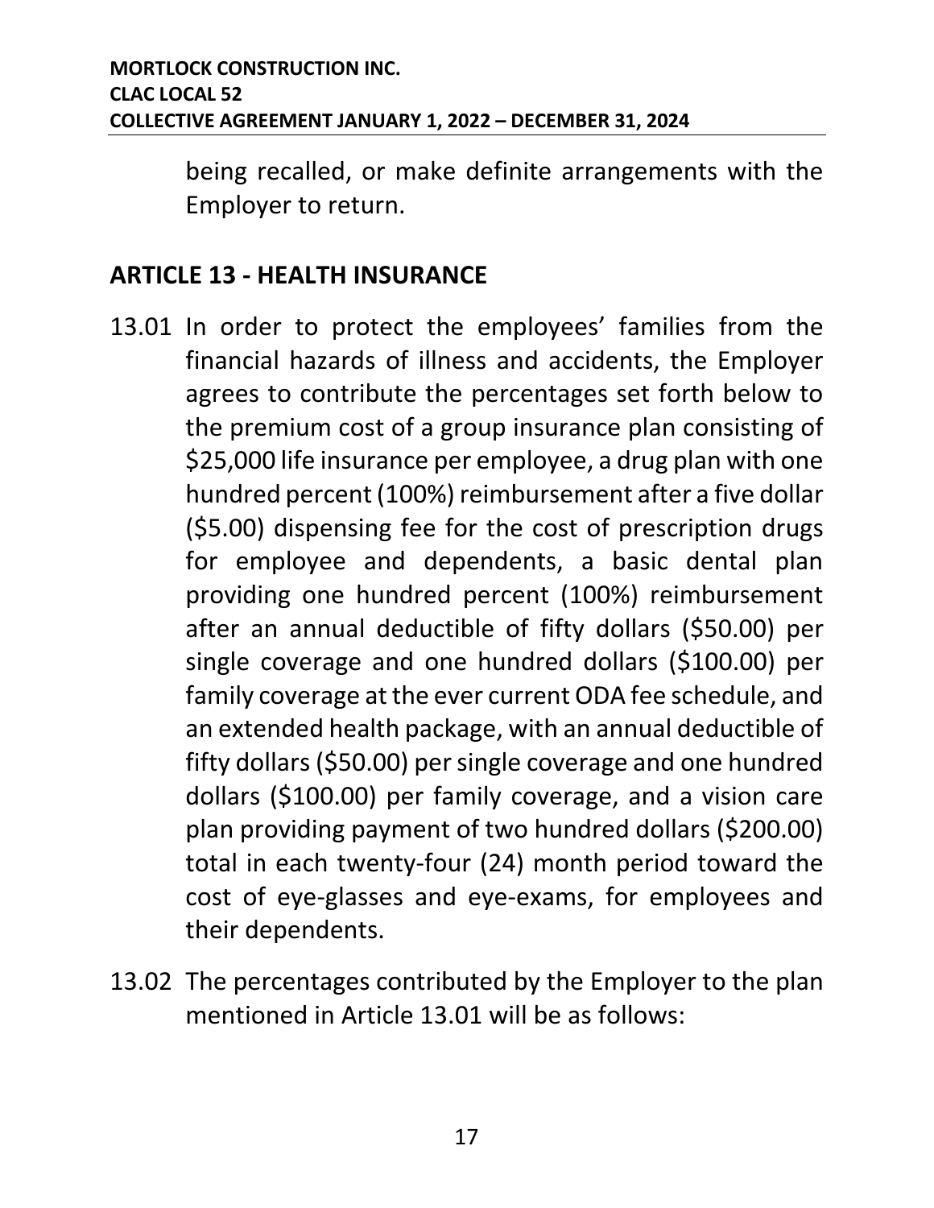being recalled, or make definite arrangements with the Employer to return.

## ARTICLE 13 - HEALTH INSURANCE

13.01 In order to protect the employees' families from the financial hazards of illness and accidents, the Employer agrees to contribute the percentages set forth below to the premium cost of a group insurance plan consisting of $25,000 life insurance per employee, a drug plan with one hundred percent (100%) reimbursement after a five dollar ($5.00) dispensing fee for the cost of prescription drugs for employee and dependents, a basic dental plan providing one hundred percent (100%) reimbursement after an annual deductible of fifty dollars ($50.00) per single coverage and one hundred dollars ($100.00) per family coverage at the ever current ODA fee schedule, and an extended health package, with an annual deductible of fifty dollars ($50.00) per single coverage and one hundred dollars ($100.00) per family coverage, and a vision care plan providing payment of two hundred dollars ($200.00) total in each twenty-four (24) month period toward the cost of eye-glasses and eye-exams, for employees and their dependents.

13.02 The percentages contributed by the Employer to the plan mentioned in Article 13.01 will be as follows: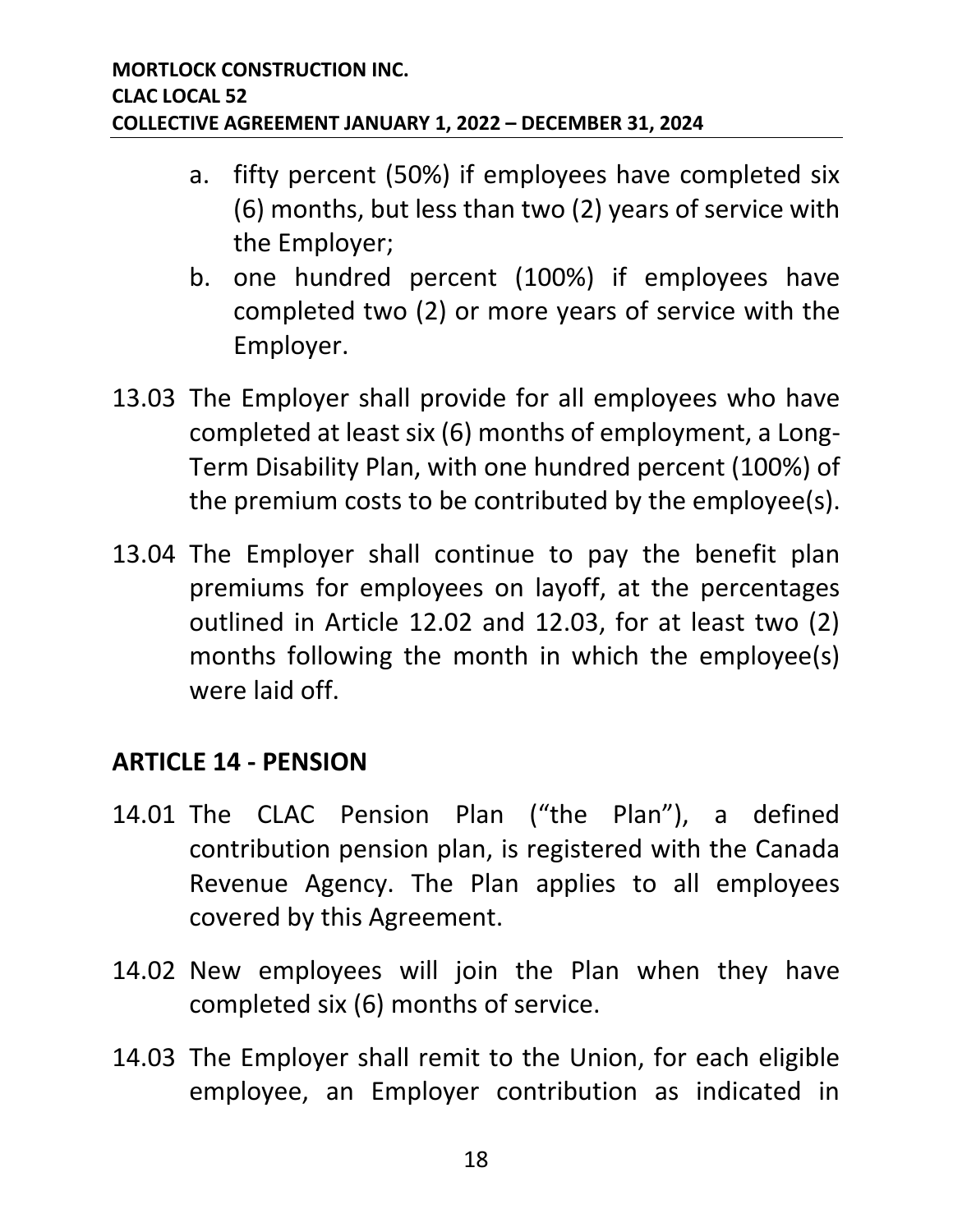a. fifty percent (50%) if employees have completed six (6) months, but less than two (2) years of service with the Employer;
b. one hundred percent (100%) if employees have completed two (2) or more years of service with the Employer.

13.03 The Employer shall provide for all employees who have completed at least six (6) months of employment, a Long-Term Disability Plan, with one hundred percent (100%) of the premium costs to be contributed by the employee(s).

13.04 The Employer shall continue to pay the benefit plan premiums for employees on layoff, at the percentages outlined in Article 12.02 and 12.03, for at least two (2) months following the month in which the employee(s) were laid off.

## ARTICLE 14 - PENSION

14.01 The CLAC Pension Plan ("the Plan"), a defined contribution pension plan, is registered with the Canada Revenue Agency. The Plan applies to all employees covered by this Agreement.

14.02 New employees will join the Plan when they have completed six (6) months of service.

14.03 The Employer shall remit to the Union, for each eligible employee, an Employer contribution as indicated in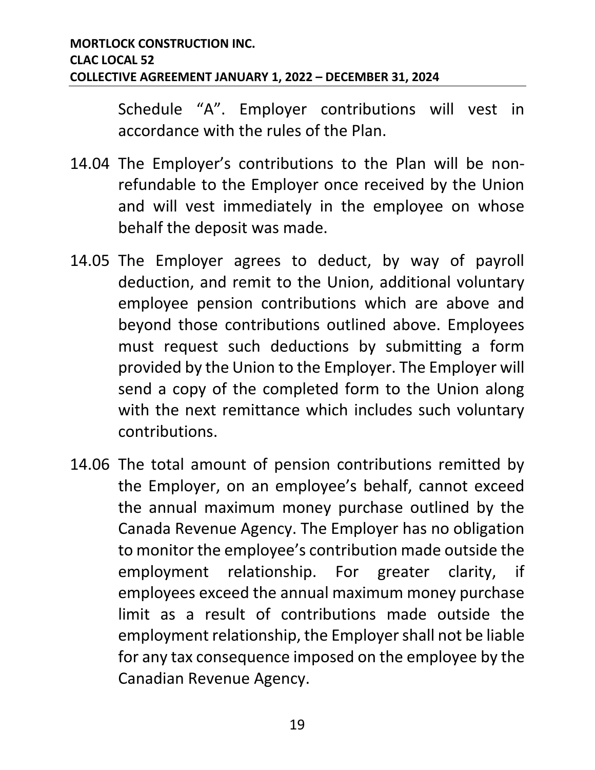Schedule “A”. Employer contributions will vest in accordance with the rules of the Plan.

14.04 The Employer’s contributions to the Plan will be non-refundable to the Employer once received by the Union and will vest immediately in the employee on whose behalf the deposit was made.

14.05 The Employer agrees to deduct, by way of payroll deduction, and remit to the Union, additional voluntary employee pension contributions which are above and beyond those contributions outlined above. Employees must request such deductions by submitting a form provided by the Union to the Employer. The Employer will send a copy of the completed form to the Union along with the next remittance which includes such voluntary contributions.

14.06 The total amount of pension contributions remitted by the Employer, on an employee’s behalf, cannot exceed the annual maximum money purchase outlined by the Canada Revenue Agency. The Employer has no obligation to monitor the employee’s contribution made outside the employment relationship. For greater clarity, if employees exceed the annual maximum money purchase limit as a result of contributions made outside the employment relationship, the Employer shall not be liable for any tax consequence imposed on the employee by the Canadian Revenue Agency.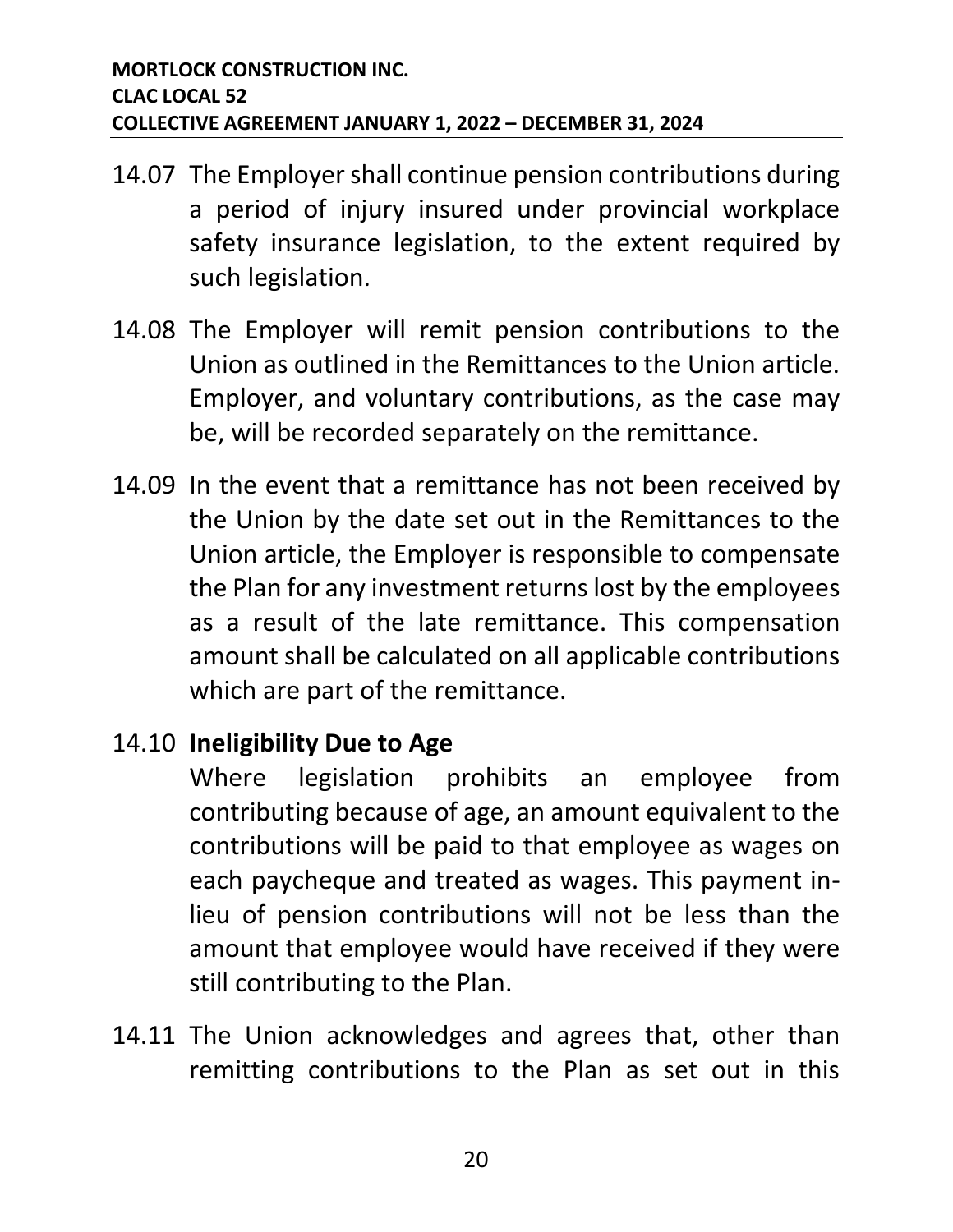14.07 The Employer shall continue pension contributions during a period of injury insured under provincial workplace safety insurance legislation, to the extent required by such legislation.

14.08 The Employer will remit pension contributions to the Union as outlined in the Remittances to the Union article. Employer, and voluntary contributions, as the case may be, will be recorded separately on the remittance.

14.09 In the event that a remittance has not been received by the Union by the date set out in the Remittances to the Union article, the Employer is responsible to compensate the Plan for any investment returns lost by the employees as a result of the late remittance. This compensation amount shall be calculated on all applicable contributions which are part of the remittance.

14.10 **Ineligibility Due to Age**
Where legislation prohibits an employee from contributing because of age, an amount equivalent to the contributions will be paid to that employee as wages on each paycheque and treated as wages. This payment in-lieu of pension contributions will not be less than the amount that employee would have received if they were still contributing to the Plan.

14.11 The Union acknowledges and agrees that, other than remitting contributions to the Plan as set out in this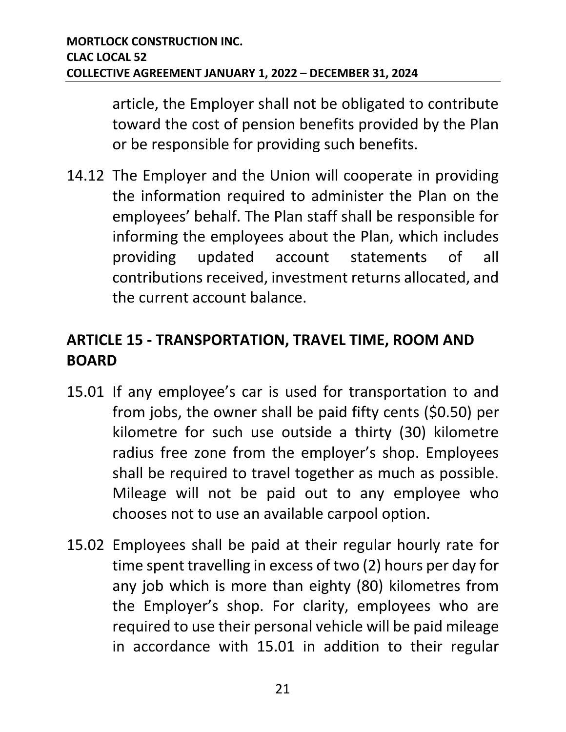article, the Employer shall not be obligated to contribute toward the cost of pension benefits provided by the Plan or be responsible for providing such benefits.

14.12 The Employer and the Union will cooperate in providing the information required to administer the Plan on the employees' behalf. The Plan staff shall be responsible for informing the employees about the Plan, which includes providing updated account statements of all contributions received, investment returns allocated, and the current account balance.

## ARTICLE 15 - TRANSPORTATION, TRAVEL TIME, ROOM AND BOARD

15.01 If any employee's car is used for transportation to and from jobs, the owner shall be paid fifty cents ($0.50) per kilometre for such use outside a thirty (30) kilometre radius free zone from the employer's shop. Employees shall be required to travel together as much as possible. Mileage will not be paid out to any employee who chooses not to use an available carpool option.

15.02 Employees shall be paid at their regular hourly rate for time spent travelling in excess of two (2) hours per day for any job which is more than eighty (80) kilometres from the Employer's shop. For clarity, employees who are required to use their personal vehicle will be paid mileage in accordance with 15.01 in addition to their regular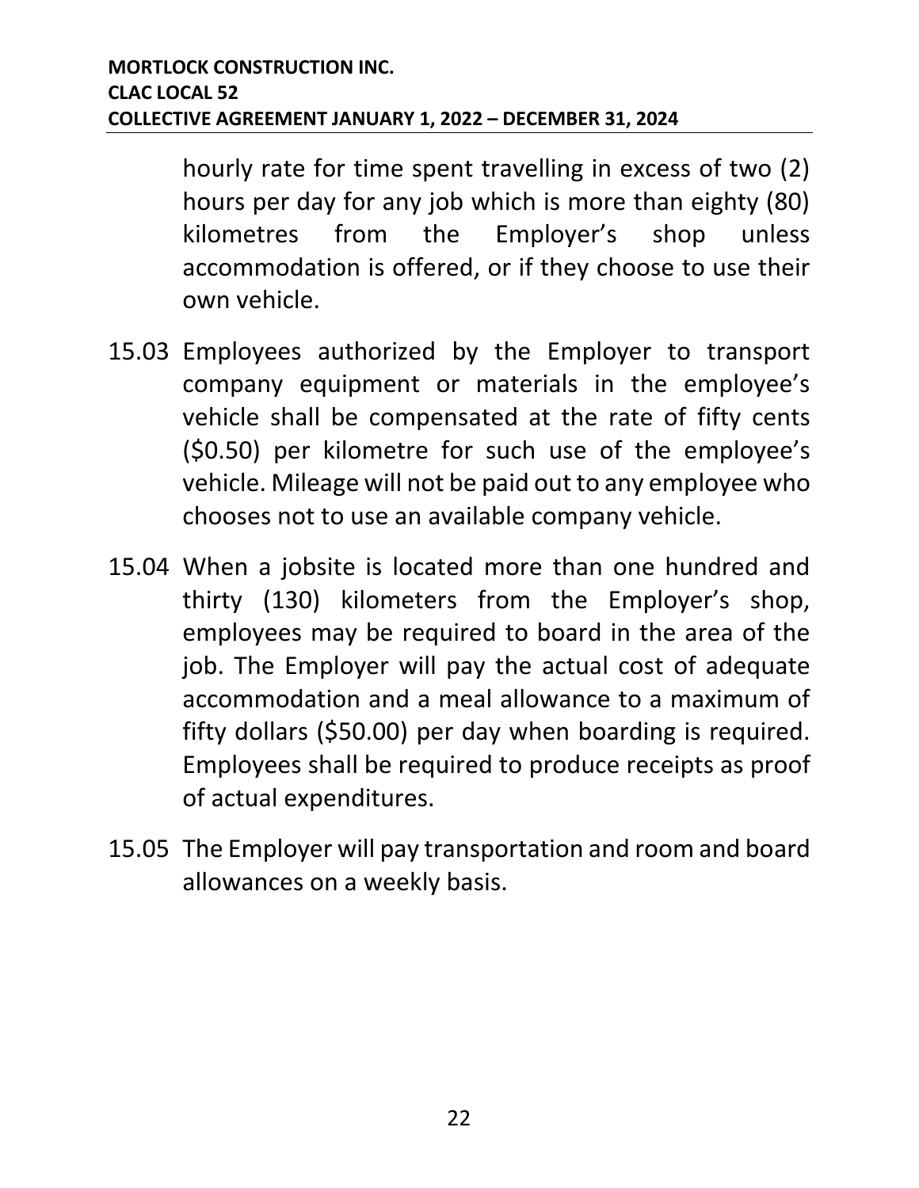hourly rate for time spent travelling in excess of two (2) hours per day for any job which is more than eighty (80) kilometres from the Employer's shop unless accommodation is offered, or if they choose to use their own vehicle.

15.03 Employees authorized by the Employer to transport company equipment or materials in the employee's vehicle shall be compensated at the rate of fifty cents ($0.50) per kilometre for such use of the employee's vehicle. Mileage will not be paid out to any employee who chooses not to use an available company vehicle.

15.04 When a jobsite is located more than one hundred and thirty (130) kilometers from the Employer's shop, employees may be required to board in the area of the job. The Employer will pay the actual cost of adequate accommodation and a meal allowance to a maximum of fifty dollars ($50.00) per day when boarding is required. Employees shall be required to produce receipts as proof of actual expenditures.

15.05 The Employer will pay transportation and room and board allowances on a weekly basis.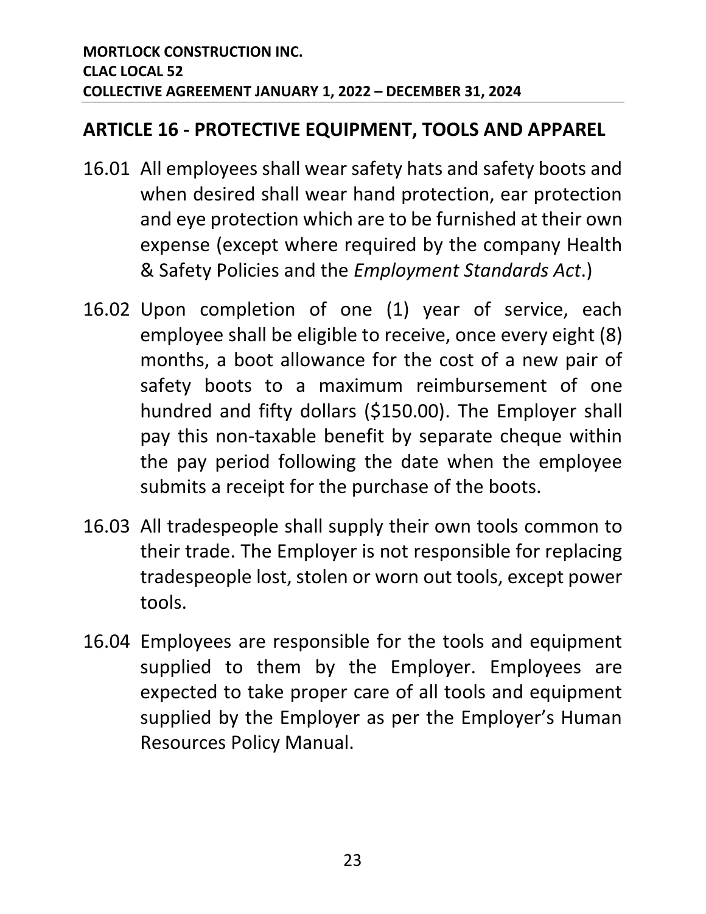## ARTICLE 16 - PROTECTIVE EQUIPMENT, TOOLS AND APPAREL

16.01 All employees shall wear safety hats and safety boots and when desired shall wear hand protection, ear protection and eye protection which are to be furnished at their own expense (except where required by the company Health & Safety Policies and the *Employment Standards Act*.)

16.02 Upon completion of one (1) year of service, each employee shall be eligible to receive, once every eight (8) months, a boot allowance for the cost of a new pair of safety boots to a maximum reimbursement of one hundred and fifty dollars ($150.00). The Employer shall pay this non-taxable benefit by separate cheque within the pay period following the date when the employee submits a receipt for the purchase of the boots.

16.03 All tradespeople shall supply their own tools common to their trade. The Employer is not responsible for replacing tradespeople lost, stolen or worn out tools, except power tools.

16.04 Employees are responsible for the tools and equipment supplied to them by the Employer. Employees are expected to take proper care of all tools and equipment supplied by the Employer as per the Employer's Human Resources Policy Manual.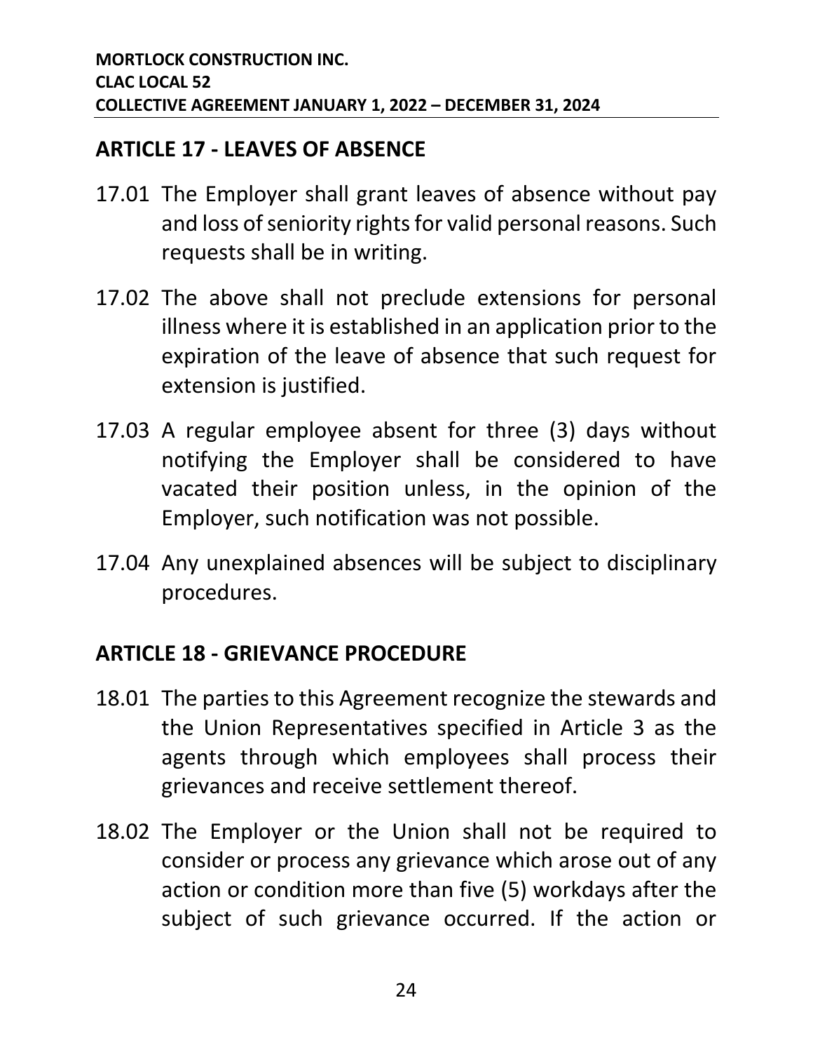## ARTICLE 17 - LEAVES OF ABSENCE

17.01 The Employer shall grant leaves of absence without pay and loss of seniority rights for valid personal reasons. Such requests shall be in writing.

17.02 The above shall not preclude extensions for personal illness where it is established in an application prior to the expiration of the leave of absence that such request for extension is justified.

17.03 A regular employee absent for three (3) days without notifying the Employer shall be considered to have vacated their position unless, in the opinion of the Employer, such notification was not possible.

17.04 Any unexplained absences will be subject to disciplinary procedures.

## ARTICLE 18 - GRIEVANCE PROCEDURE

18.01 The parties to this Agreement recognize the stewards and the Union Representatives specified in Article 3 as the agents through which employees shall process their grievances and receive settlement thereof.

18.02 The Employer or the Union shall not be required to consider or process any grievance which arose out of any action or condition more than five (5) workdays after the subject of such grievance occurred. If the action or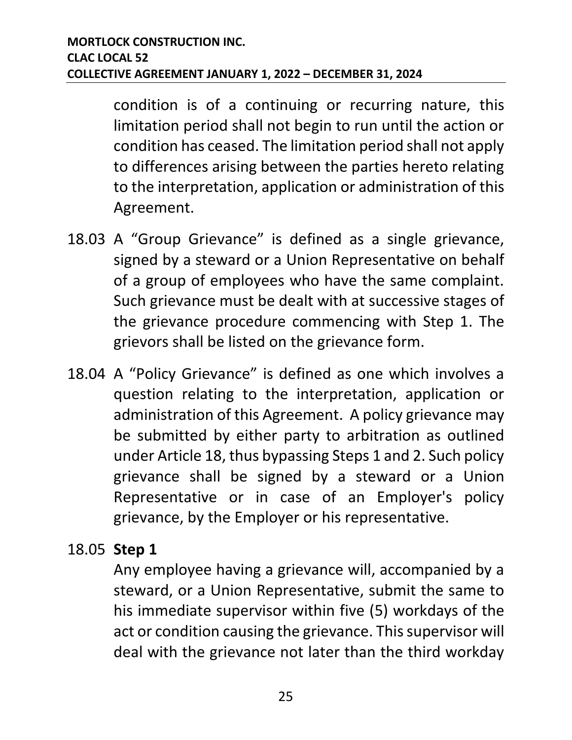condition is of a continuing or recurring nature, this limitation period shall not begin to run until the action or condition has ceased. The limitation period shall not apply to differences arising between the parties hereto relating to the interpretation, application or administration of this Agreement.

18.03 A "Group Grievance" is defined as a single grievance, signed by a steward or a Union Representative on behalf of a group of employees who have the same complaint. Such grievance must be dealt with at successive stages of the grievance procedure commencing with Step 1. The grievors shall be listed on the grievance form.

18.04 A "Policy Grievance" is defined as one which involves a question relating to the interpretation, application or administration of this Agreement. A policy grievance may be submitted by either party to arbitration as outlined under Article 18, thus bypassing Steps 1 and 2. Such policy grievance shall be signed by a steward or a Union Representative or in case of an Employer's policy grievance, by the Employer or his representative.

18.05 **Step 1**

Any employee having a grievance will, accompanied by a steward, or a Union Representative, submit the same to his immediate supervisor within five (5) workdays of the act or condition causing the grievance. This supervisor will deal with the grievance not later than the third workday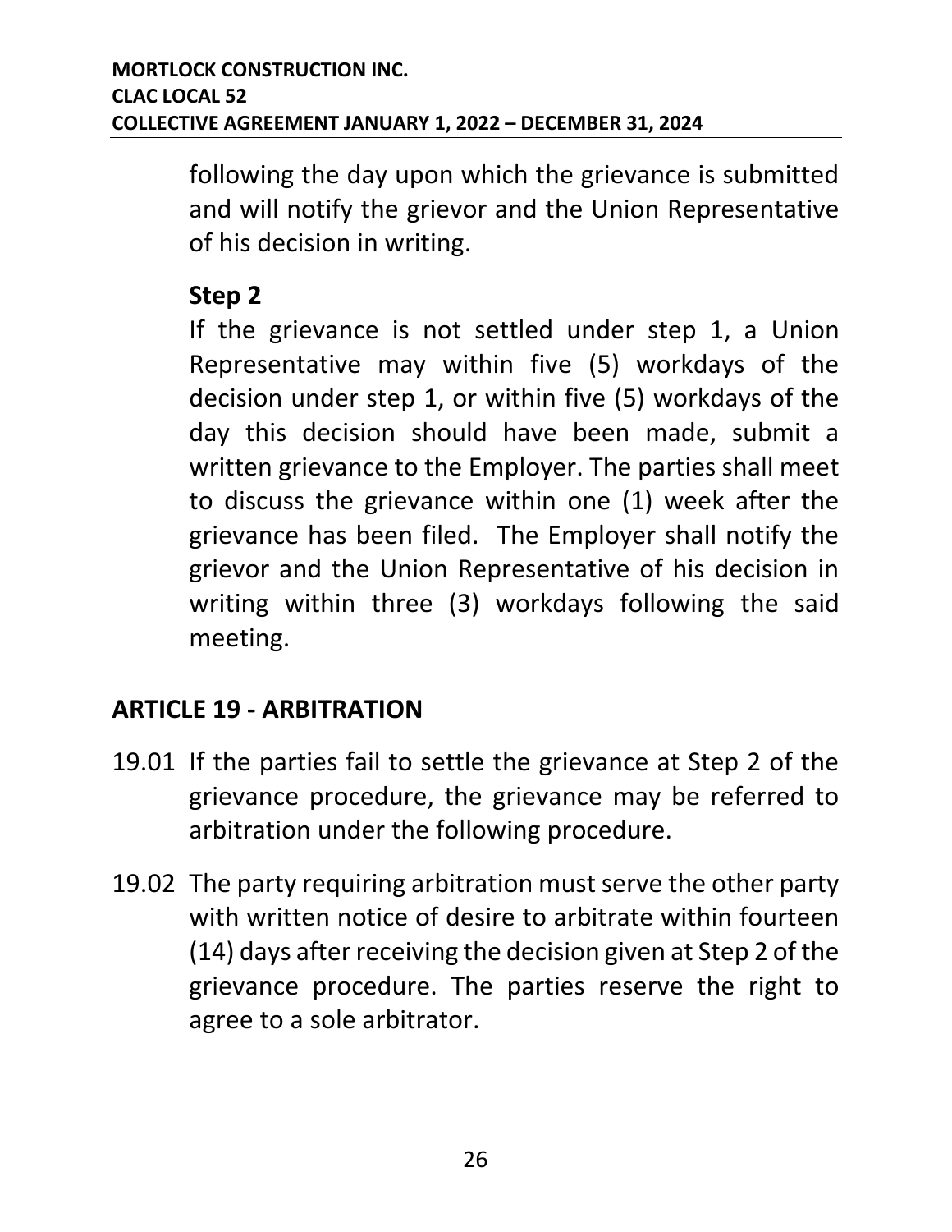following the day upon which the grievance is submitted and will notify the grievor and the Union Representative of his decision in writing.

### Step 2

If the grievance is not settled under step 1, a Union Representative may within five (5) workdays of the decision under step 1, or within five (5) workdays of the day this decision should have been made, submit a written grievance to the Employer. The parties shall meet to discuss the grievance within one (1) week after the grievance has been filed. The Employer shall notify the grievor and the Union Representative of his decision in writing within three (3) workdays following the said meeting.

## ARTICLE 19 - ARBITRATION

19.01 If the parties fail to settle the grievance at Step 2 of the grievance procedure, the grievance may be referred to arbitration under the following procedure.

19.02 The party requiring arbitration must serve the other party with written notice of desire to arbitrate within fourteen (14) days after receiving the decision given at Step 2 of the grievance procedure. The parties reserve the right to agree to a sole arbitrator.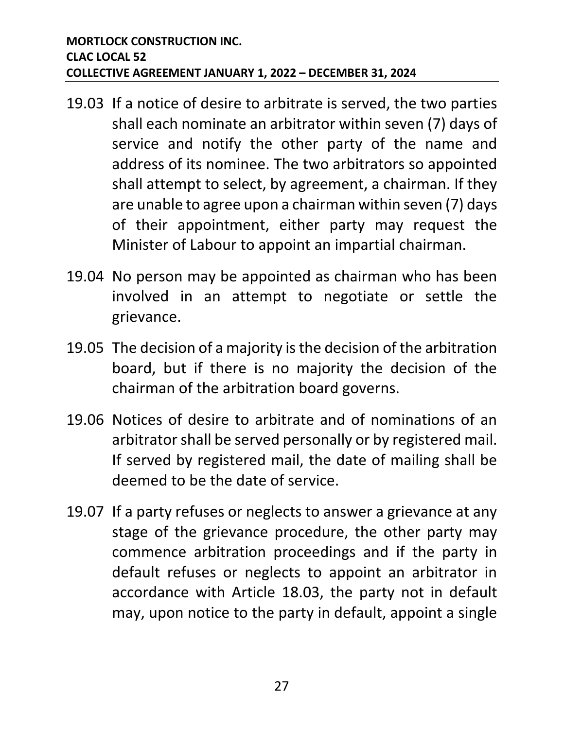19.03 If a notice of desire to arbitrate is served, the two parties shall each nominate an arbitrator within seven (7) days of service and notify the other party of the name and address of its nominee. The two arbitrators so appointed shall attempt to select, by agreement, a chairman. If they are unable to agree upon a chairman within seven (7) days of their appointment, either party may request the Minister of Labour to appoint an impartial chairman.

19.04 No person may be appointed as chairman who has been involved in an attempt to negotiate or settle the grievance.

19.05 The decision of a majority is the decision of the arbitration board, but if there is no majority the decision of the chairman of the arbitration board governs.

19.06 Notices of desire to arbitrate and of nominations of an arbitrator shall be served personally or by registered mail. If served by registered mail, the date of mailing shall be deemed to be the date of service.

19.07 If a party refuses or neglects to answer a grievance at any stage of the grievance procedure, the other party may commence arbitration proceedings and if the party in default refuses or neglects to appoint an arbitrator in accordance with Article 18.03, the party not in default may, upon notice to the party in default, appoint a single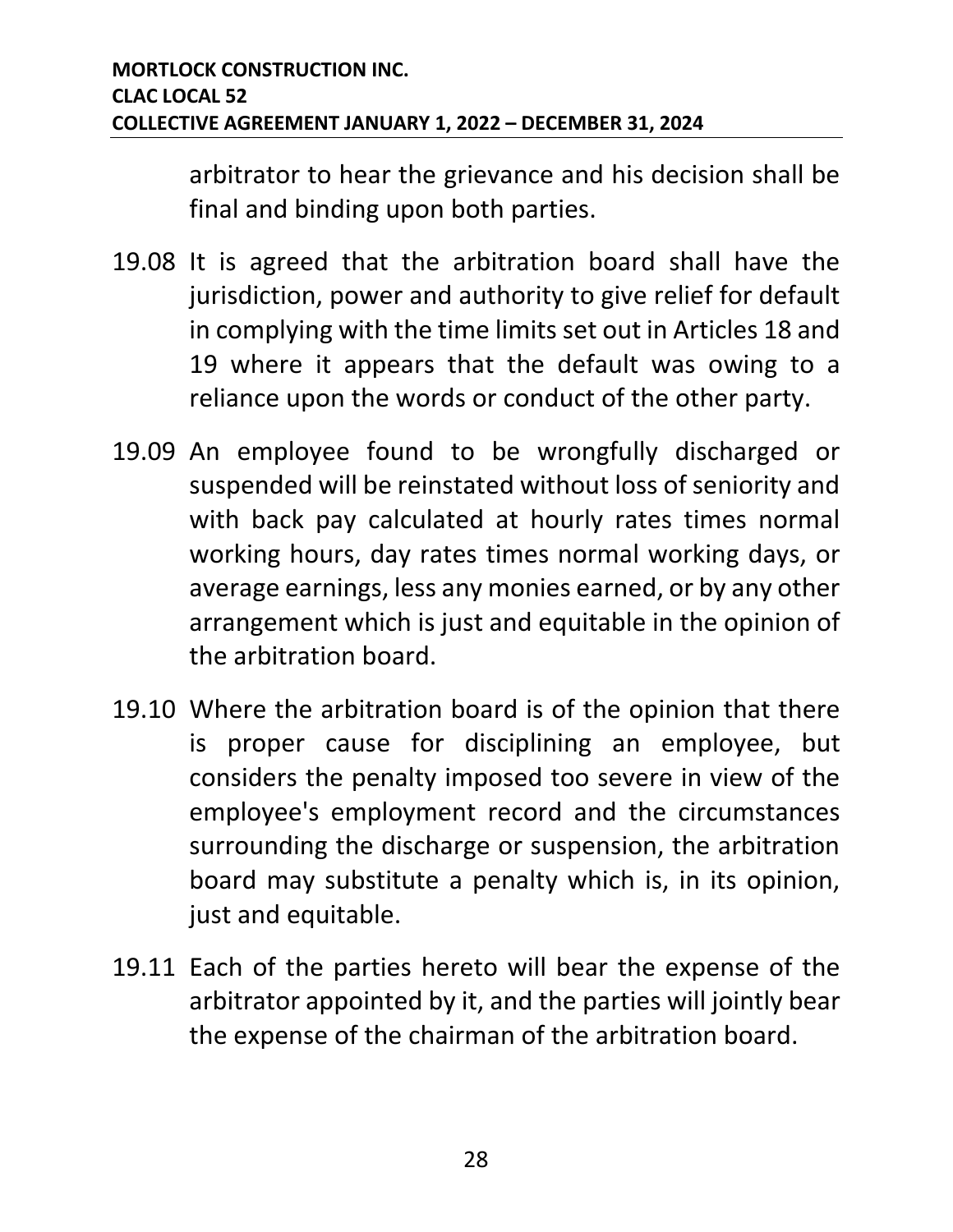arbitrator to hear the grievance and his decision shall be final and binding upon both parties.

19.08 It is agreed that the arbitration board shall have the jurisdiction, power and authority to give relief for default in complying with the time limits set out in Articles 18 and 19 where it appears that the default was owing to a reliance upon the words or conduct of the other party.

19.09 An employee found to be wrongfully discharged or suspended will be reinstated without loss of seniority and with back pay calculated at hourly rates times normal working hours, day rates times normal working days, or average earnings, less any monies earned, or by any other arrangement which is just and equitable in the opinion of the arbitration board.

19.10 Where the arbitration board is of the opinion that there is proper cause for disciplining an employee, but considers the penalty imposed too severe in view of the employee's employment record and the circumstances surrounding the discharge or suspension, the arbitration board may substitute a penalty which is, in its opinion, just and equitable.

19.11 Each of the parties hereto will bear the expense of the arbitrator appointed by it, and the parties will jointly bear the expense of the chairman of the arbitration board.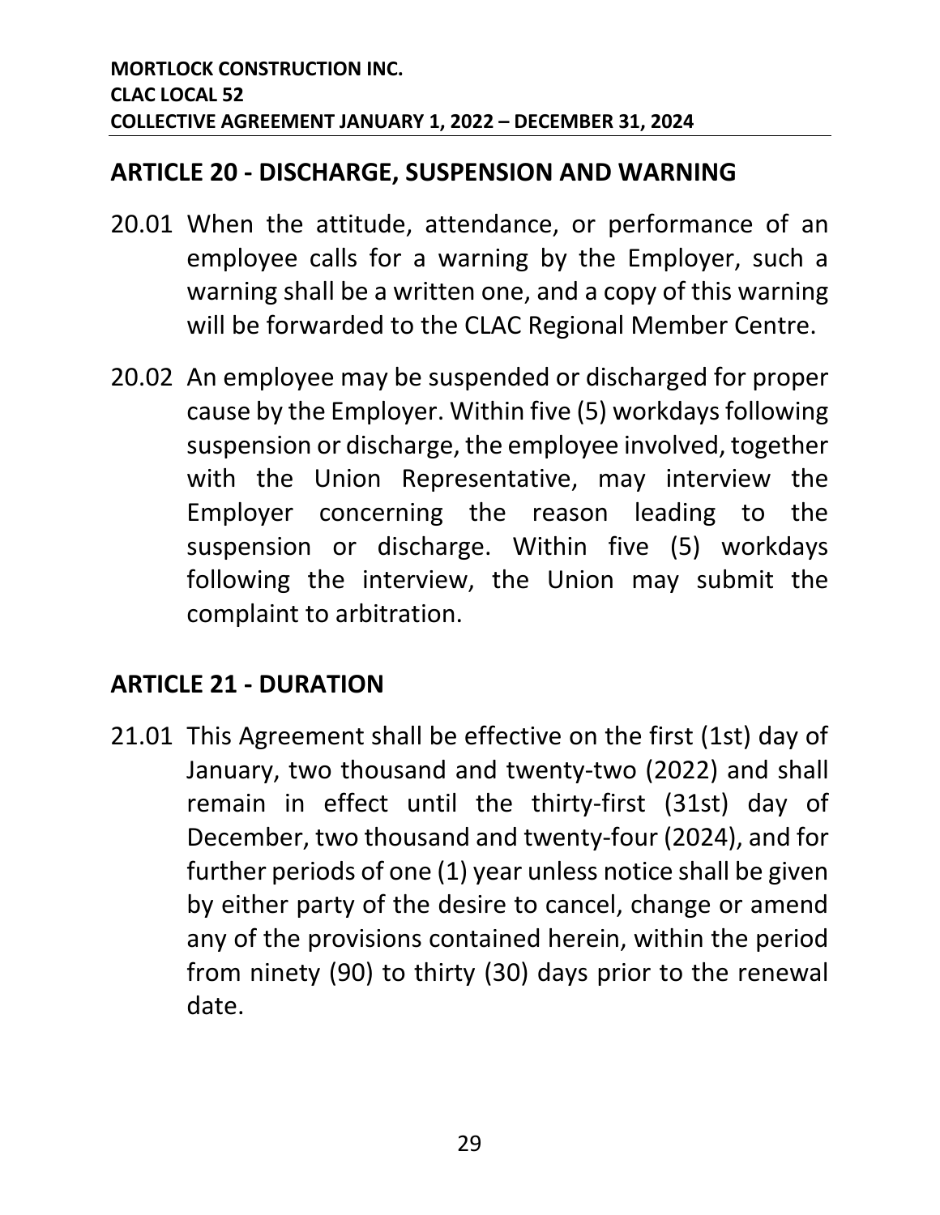## ARTICLE 20 - DISCHARGE, SUSPENSION AND WARNING

20.01 When the attitude, attendance, or performance of an employee calls for a warning by the Employer, such a warning shall be a written one, and a copy of this warning will be forwarded to the CLAC Regional Member Centre.

20.02 An employee may be suspended or discharged for proper cause by the Employer. Within five (5) workdays following suspension or discharge, the employee involved, together with the Union Representative, may interview the Employer concerning the reason leading to the suspension or discharge. Within five (5) workdays following the interview, the Union may submit the complaint to arbitration.

## ARTICLE 21 - DURATION

21.01 This Agreement shall be effective on the first (1st) day of January, two thousand and twenty-two (2022) and shall remain in effect until the thirty-first (31st) day of December, two thousand and twenty-four (2024), and for further periods of one (1) year unless notice shall be given by either party of the desire to cancel, change or amend any of the provisions contained herein, within the period from ninety (90) to thirty (30) days prior to the renewal date.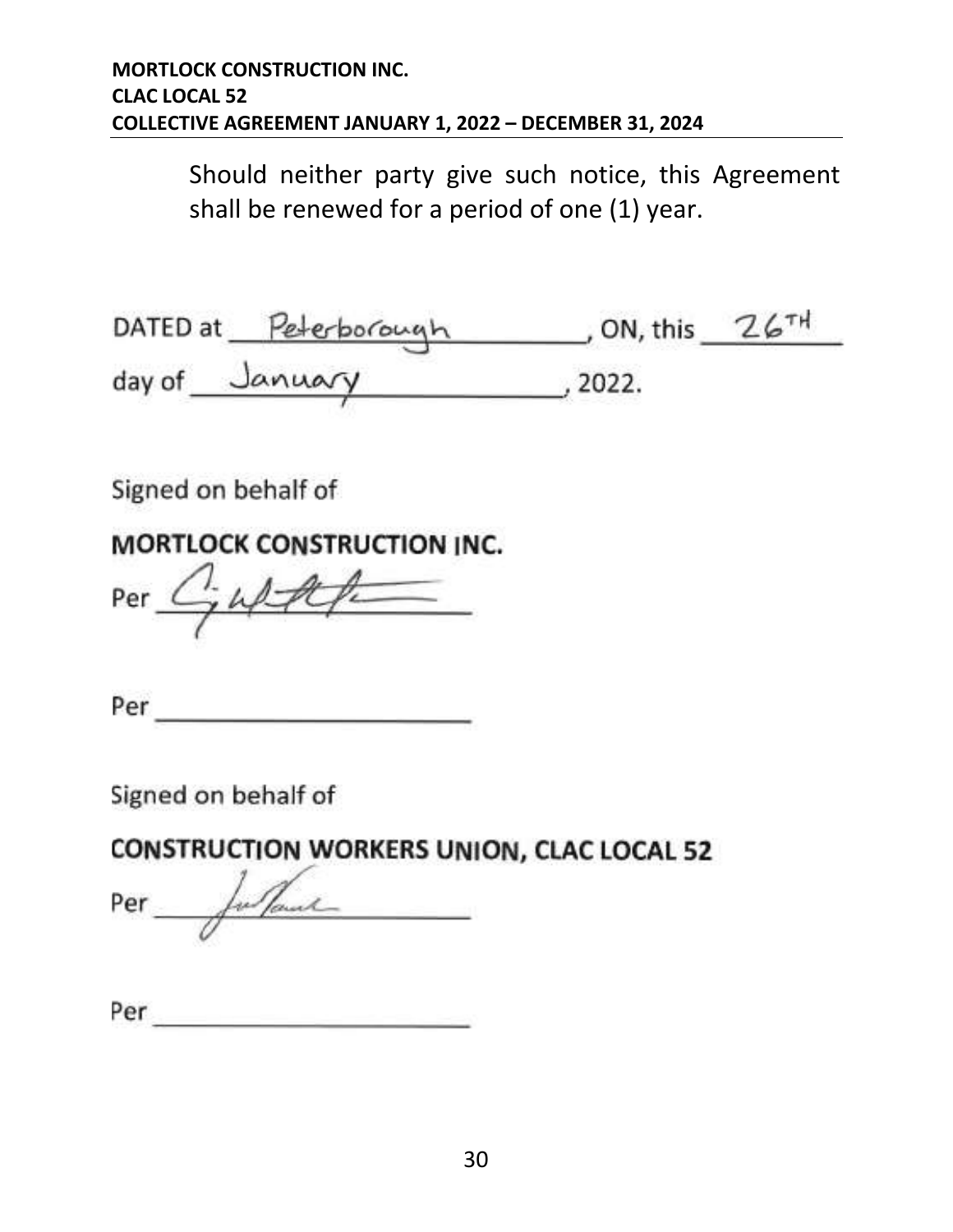Should neither party give such notice, this Agreement shall be renewed for a period of one (1) year.

DATED at Peterborough, ON, this 26TH day of January, 2022.

Signed on behalf of

**MORTLOCK CONSTRUCTION INC.**

Per ______________________

Per ______________________

Signed on behalf of

**CONSTRUCTION WORKERS UNION, CLAC LOCAL 52**

Per ______________________

Per ______________________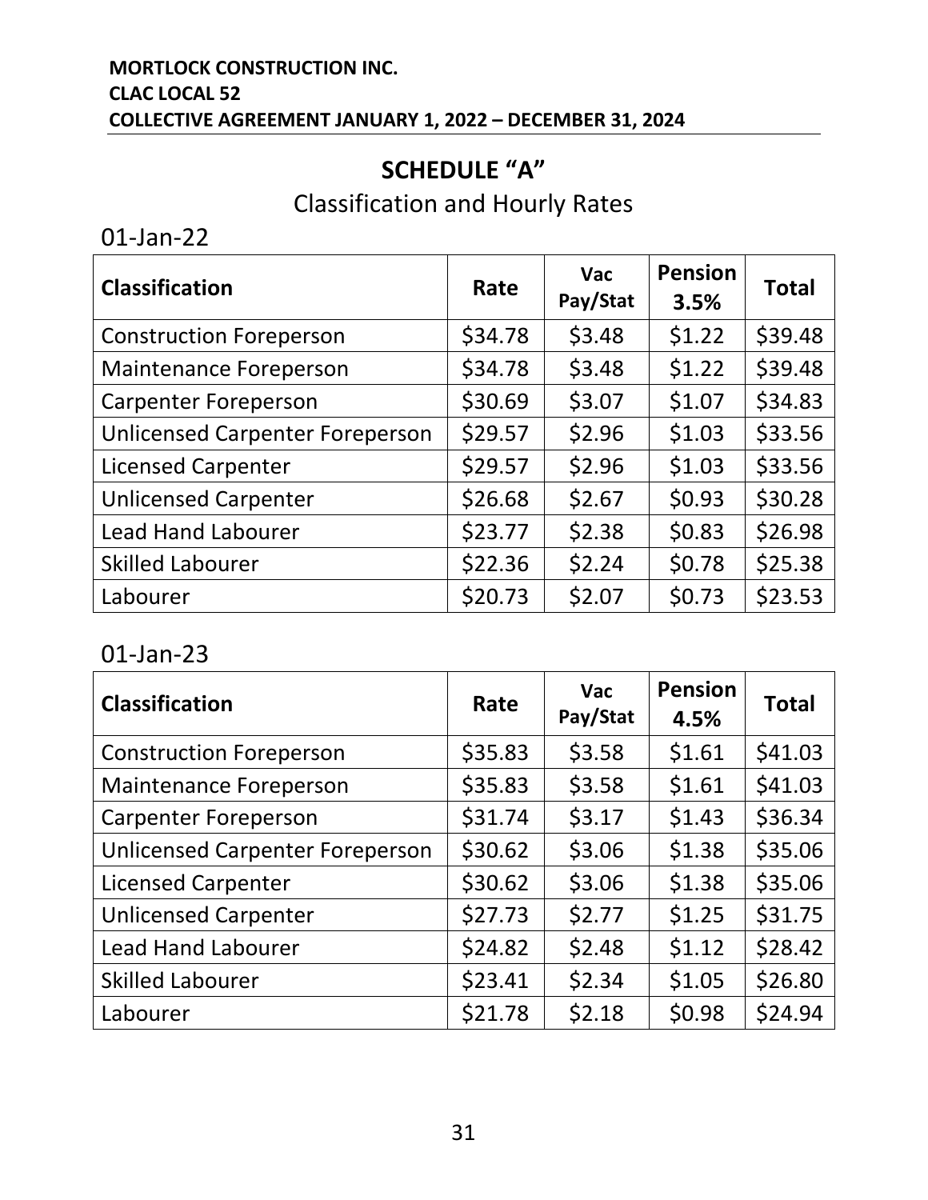# SCHEDULE “A”

## Classification and Hourly Rates

01-Jan-22

| Classification | Rate | Vac Pay/Stat | Pension 3.5% | Total |
|---|---|---|---|---|
| Construction Foreperson | $34.78 | $3.48 | $1.22 | $39.48 |
| Maintenance Foreperson | $34.78 | $3.48 | $1.22 | $39.48 |
| Carpenter Foreperson | $30.69 | $3.07 | $1.07 | $34.83 |
| Unlicensed Carpenter Foreperson | $29.57 | $2.96 | $1.03 | $33.56 |
| Licensed Carpenter | $29.57 | $2.96 | $1.03 | $33.56 |
| Unlicensed Carpenter | $26.68 | $2.67 | $0.93 | $30.28 |
| Lead Hand Labourer | $23.77 | $2.38 | $0.83 | $26.98 |
| Skilled Labourer | $22.36 | $2.24 | $0.78 | $25.38 |
| Labourer | $20.73 | $2.07 | $0.73 | $23.53 |

01-Jan-23

| Classification | Rate | Vac Pay/Stat | Pension 4.5% | Total |
|---|---|---|---|---|
| Construction Foreperson | $35.83 | $3.58 | $1.61 | $41.03 |
| Maintenance Foreperson | $35.83 | $3.58 | $1.61 | $41.03 |
| Carpenter Foreperson | $31.74 | $3.17 | $1.43 | $36.34 |
| Unlicensed Carpenter Foreperson | $30.62 | $3.06 | $1.38 | $35.06 |
| Licensed Carpenter | $30.62 | $3.06 | $1.38 | $35.06 |
| Unlicensed Carpenter | $27.73 | $2.77 | $1.25 | $31.75 |
| Lead Hand Labourer | $24.82 | $2.48 | $1.12 | $28.42 |
| Skilled Labourer | $23.41 | $2.34 | $1.05 | $26.80 |
| Labourer | $21.78 | $2.18 | $0.98 | $24.94 |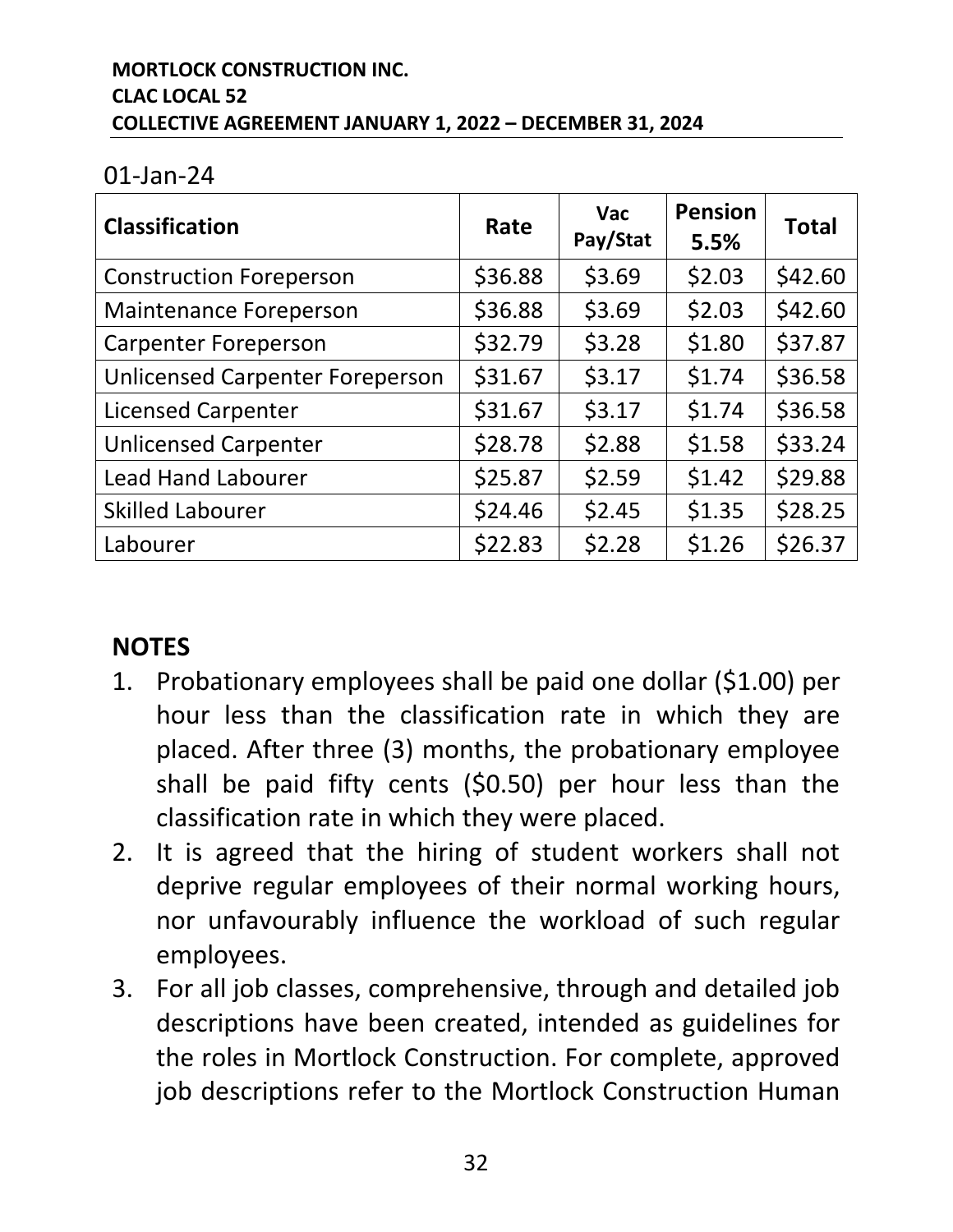01-Jan-24

| Classification | Rate | Vac Pay/Stat | Pension 5.5% | Total |
|---|---|---|---|---|
| Construction Foreperson | $36.88 | $3.69 | $2.03 | $42.60 |
| Maintenance Foreperson | $36.88 | $3.69 | $2.03 | $42.60 |
| Carpenter Foreperson | $32.79 | $3.28 | $1.80 | $37.87 |
| Unlicensed Carpenter Foreperson | $31.67 | $3.17 | $1.74 | $36.58 |
| Licensed Carpenter | $31.67 | $3.17 | $1.74 | $36.58 |
| Unlicensed Carpenter | $28.78 | $2.88 | $1.58 | $33.24 |
| Lead Hand Labourer | $25.87 | $2.59 | $1.42 | $29.88 |
| Skilled Labourer | $24.46 | $2.45 | $1.35 | $28.25 |
| Labourer | $22.83 | $2.28 | $1.26 | $26.37 |

## NOTES

1. Probationary employees shall be paid one dollar ($1.00) per hour less than the classification rate in which they are placed. After three (3) months, the probationary employee shall be paid fifty cents ($0.50) per hour less than the classification rate in which they were placed.
2. It is agreed that the hiring of student workers shall not deprive regular employees of their normal working hours, nor unfavourably influence the workload of such regular employees.
3. For all job classes, comprehensive, through and detailed job descriptions have been created, intended as guidelines for the roles in Mortlock Construction. For complete, approved job descriptions refer to the Mortlock Construction Human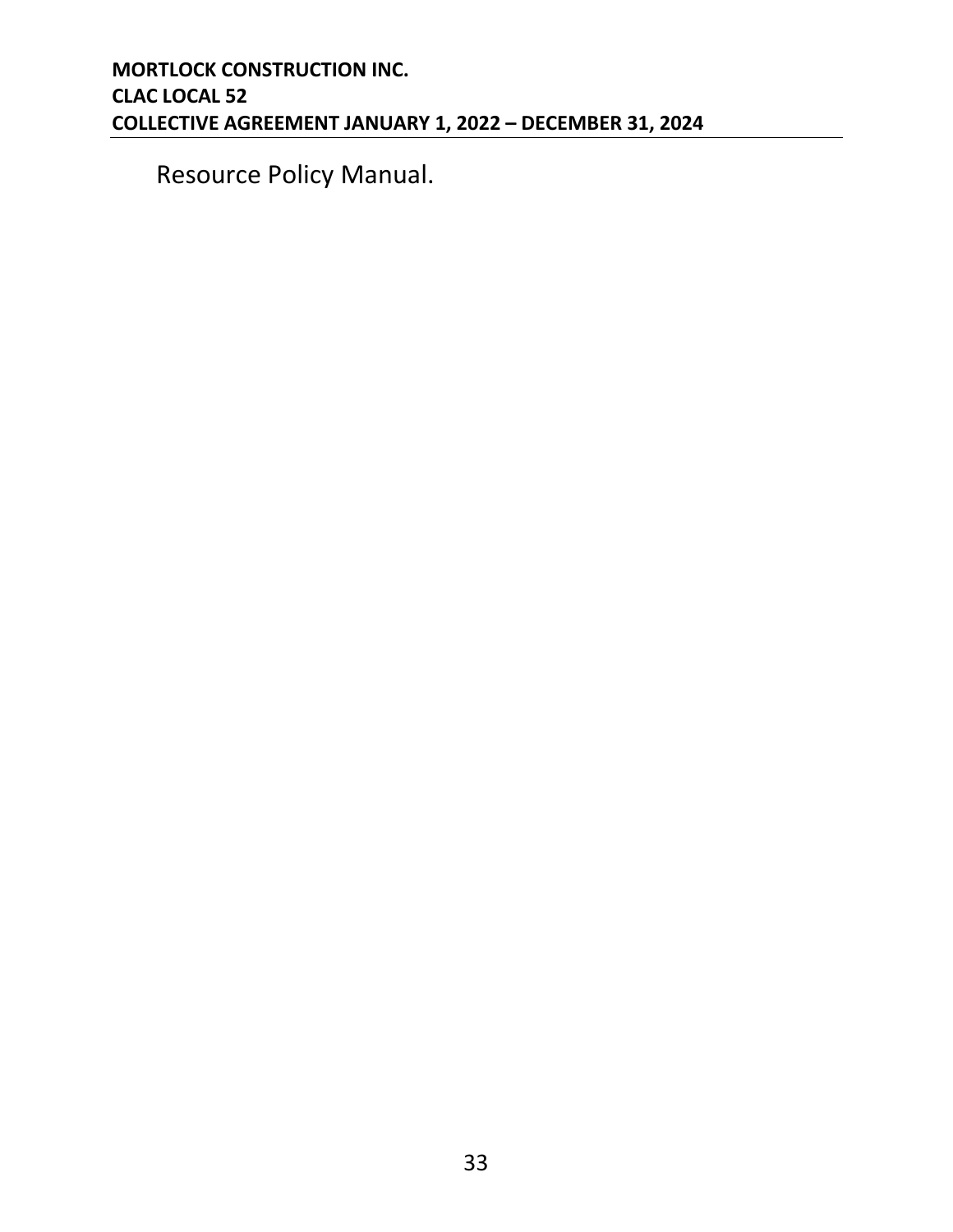Resource Policy Manual.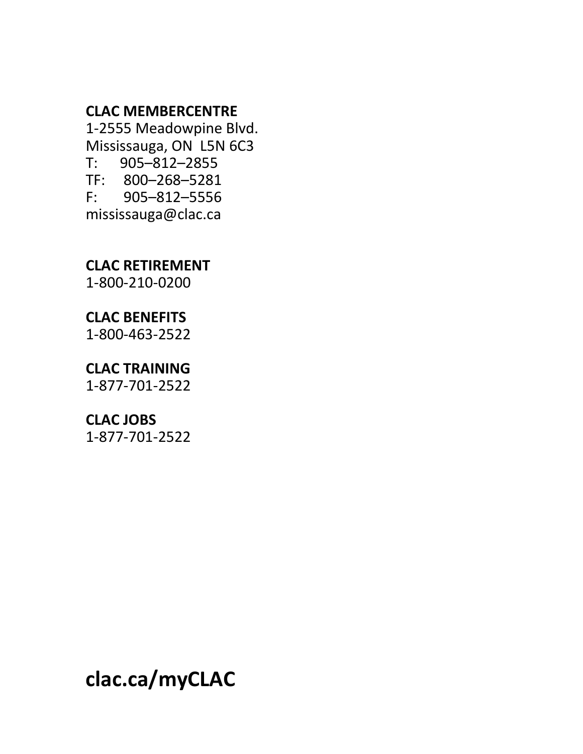**CLAC MEMBERCENTRE**
1-2555 Meadowpine Blvd.
Mississauga, ON L5N 6C3
T: 905–812–2855
TF: 800–268–5281
F: 905–812–5556
mississauga@clac.ca

**CLAC RETIREMENT**
1-800-210-0200

**CLAC BENEFITS**
1-800-463-2522

**CLAC TRAINING**
1-877-701-2522

**CLAC JOBS**
1-877-701-2522

# clac.ca/myCLAC